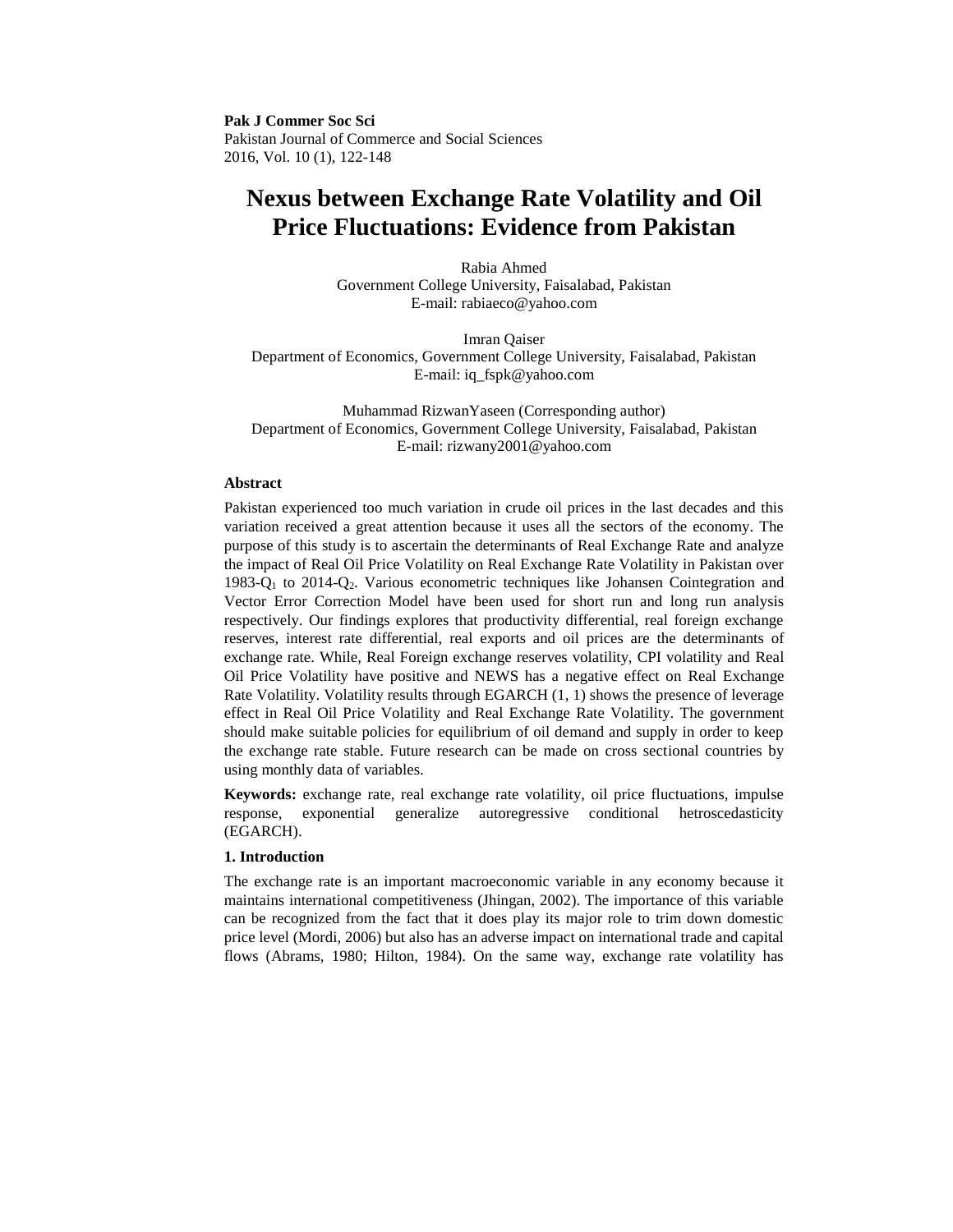**Pak J Commer Soc Sci**
Pakistan Journal of Commerce and Social Sciences
2016, Vol. 10 (1), 122-148

# Nexus between Exchange Rate Volatility and Oil Price Fluctuations: Evidence from Pakistan

Rabia Ahmed
Government College University, Faisalabad, Pakistan
E-mail: rabiaeco@yahoo.com

Imran Qaiser
Department of Economics, Government College University, Faisalabad, Pakistan
E-mail: iq_fspk@yahoo.com

Muhammad RizwanYaseen (Corresponding author)
Department of Economics, Government College University, Faisalabad, Pakistan
E-mail: rizwany2001@yahoo.com

### Abstract

Pakistan experienced too much variation in crude oil prices in the last decades and this variation received a great attention because it uses all the sectors of the economy. The purpose of this study is to ascertain the determinants of Real Exchange Rate and analyze the impact of Real Oil Price Volatility on Real Exchange Rate Volatility in Pakistan over 1983-$Q_1$ to 2014-$Q_2$. Various econometric techniques like Johansen Cointegration and Vector Error Correction Model have been used for short run and long run analysis respectively. Our findings explores that productivity differential, real foreign exchange reserves, interest rate differential, real exports and oil prices are the determinants of exchange rate. While, Real Foreign exchange reserves volatility, CPI volatility and Real Oil Price Volatility have positive and NEWS has a negative effect on Real Exchange Rate Volatility. Volatility results through EGARCH (1, 1) shows the presence of leverage effect in Real Oil Price Volatility and Real Exchange Rate Volatility. The government should make suitable policies for equilibrium of oil demand and supply in order to keep the exchange rate stable. Future research can be made on cross sectional countries by using monthly data of variables.

**Keywords:** exchange rate, real exchange rate volatility, oil price fluctuations, impulse response, exponential generalize autoregressive conditional hetroscedasticity (EGARCH).

### 1. Introduction

The exchange rate is an important macroeconomic variable in any economy because it maintains international competitiveness (Jhingan, 2002). The importance of this variable can be recognized from the fact that it does play its major role to trim down domestic price level (Mordi, 2006) but also has an adverse impact on international trade and capital flows (Abrams, 1980; Hilton, 1984). On the same way, exchange rate volatility has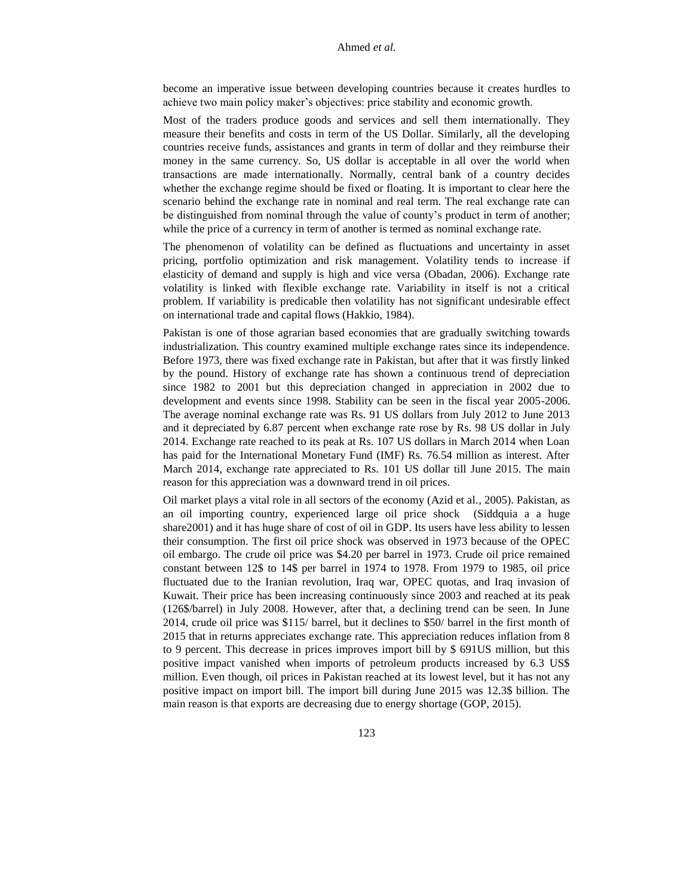become an imperative issue between developing countries because it creates hurdles to achieve two main policy maker's objectives: price stability and economic growth.

Most of the traders produce goods and services and sell them internationally. They measure their benefits and costs in term of the US Dollar. Similarly, all the developing countries receive funds, assistances and grants in term of dollar and they reimburse their money in the same currency. So, US dollar is acceptable in all over the world when transactions are made internationally. Normally, central bank of a country decides whether the exchange regime should be fixed or floating. It is important to clear here the scenario behind the exchange rate in nominal and real term. The real exchange rate can be distinguished from nominal through the value of county's product in term of another; while the price of a currency in term of another is termed as nominal exchange rate.

The phenomenon of volatility can be defined as fluctuations and uncertainty in asset pricing, portfolio optimization and risk management. Volatility tends to increase if elasticity of demand and supply is high and vice versa (Obadan, 2006). Exchange rate volatility is linked with flexible exchange rate. Variability in itself is not a critical problem. If variability is predicable then volatility has not significant undesirable effect on international trade and capital flows (Hakkio, 1984).

Pakistan is one of those agrarian based economies that are gradually switching towards industrialization. This country examined multiple exchange rates since its independence. Before 1973, there was fixed exchange rate in Pakistan, but after that it was firstly linked by the pound. History of exchange rate has shown a continuous trend of depreciation since 1982 to 2001 but this depreciation changed in appreciation in 2002 due to development and events since 1998. Stability can be seen in the fiscal year 2005-2006. The average nominal exchange rate was Rs. 91 US dollars from July 2012 to June 2013 and it depreciated by 6.87 percent when exchange rate rose by Rs. 98 US dollar in July 2014. Exchange rate reached to its peak at Rs. 107 US dollars in March 2014 when Loan has paid for the International Monetary Fund (IMF) Rs. 76.54 million as interest. After March 2014, exchange rate appreciated to Rs. 101 US dollar till June 2015. The main reason for this appreciation was a downward trend in oil prices.

Oil market plays a vital role in all sectors of the economy (Azid et al., 2005). Pakistan, as an oil importing country, experienced large oil price shock (Siddquia a a huge share2001) and it has huge share of cost of oil in GDP. Its users have less ability to lessen their consumption. The first oil price shock was observed in 1973 because of the OPEC oil embargo. The crude oil price was $4.20 per barrel in 1973. Crude oil price remained constant between 12$ to 14$ per barrel in 1974 to 1978. From 1979 to 1985, oil price fluctuated due to the Iranian revolution, Iraq war, OPEC quotas, and Iraq invasion of Kuwait. Their price has been increasing continuously since 2003 and reached at its peak (126$/barrel) in July 2008. However, after that, a declining trend can be seen. In June 2014, crude oil price was $115/ barrel, but it declines to $50/ barrel in the first month of 2015 that in returns appreciates exchange rate. This appreciation reduces inflation from 8 to 9 percent. This decrease in prices improves import bill by $ 691US million, but this positive impact vanished when imports of petroleum products increased by 6.3 US$ million. Even though, oil prices in Pakistan reached at its lowest level, but it has not any positive impact on import bill. The import bill during June 2015 was 12.3$ billion. The main reason is that exports are decreasing due to energy shortage (GOP, 2015).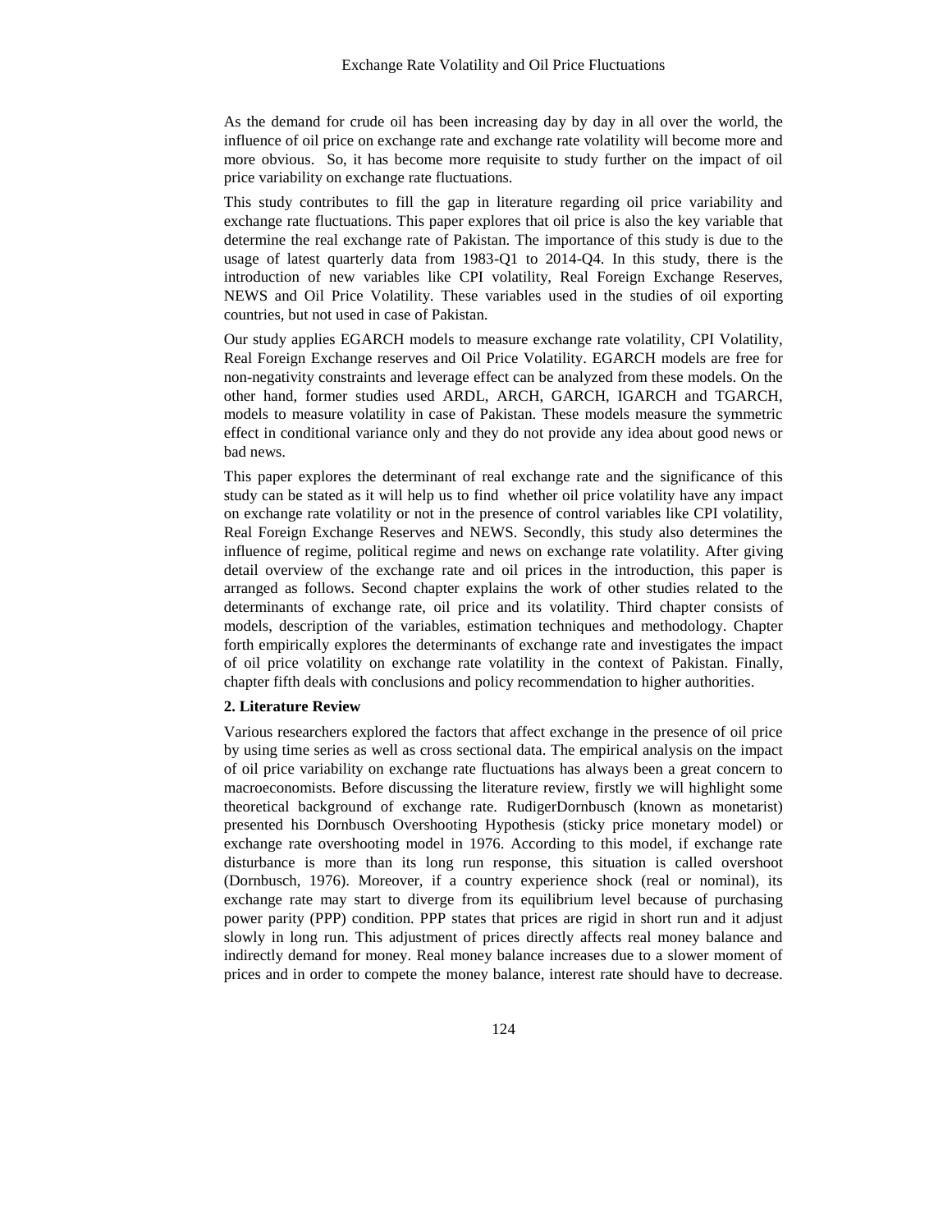As the demand for crude oil has been increasing day by day in all over the world, the influence of oil price on exchange rate and exchange rate volatility will become more and more obvious. So, it has become more requisite to study further on the impact of oil price variability on exchange rate fluctuations.

This study contributes to fill the gap in literature regarding oil price variability and exchange rate fluctuations. This paper explores that oil price is also the key variable that determine the real exchange rate of Pakistan. The importance of this study is due to the usage of latest quarterly data from 1983-Q1 to 2014-Q4. In this study, there is the introduction of new variables like CPI volatility, Real Foreign Exchange Reserves, NEWS and Oil Price Volatility. These variables used in the studies of oil exporting countries, but not used in case of Pakistan.

Our study applies EGARCH models to measure exchange rate volatility, CPI Volatility, Real Foreign Exchange reserves and Oil Price Volatility. EGARCH models are free for non-negativity constraints and leverage effect can be analyzed from these models. On the other hand, former studies used ARDL, ARCH, GARCH, IGARCH and TGARCH, models to measure volatility in case of Pakistan. These models measure the symmetric effect in conditional variance only and they do not provide any idea about good news or bad news.

This paper explores the determinant of real exchange rate and the significance of this study can be stated as it will help us to find whether oil price volatility have any impact on exchange rate volatility or not in the presence of control variables like CPI volatility, Real Foreign Exchange Reserves and NEWS. Secondly, this study also determines the influence of regime, political regime and news on exchange rate volatility. After giving detail overview of the exchange rate and oil prices in the introduction, this paper is arranged as follows. Second chapter explains the work of other studies related to the determinants of exchange rate, oil price and its volatility. Third chapter consists of models, description of the variables, estimation techniques and methodology. Chapter forth empirically explores the determinants of exchange rate and investigates the impact of oil price volatility on exchange rate volatility in the context of Pakistan. Finally, chapter fifth deals with conclusions and policy recommendation to higher authorities.

## 2. Literature Review

Various researchers explored the factors that affect exchange in the presence of oil price by using time series as well as cross sectional data. The empirical analysis on the impact of oil price variability on exchange rate fluctuations has always been a great concern to macroeconomists. Before discussing the literature review, firstly we will highlight some theoretical background of exchange rate. RudigerDornbusch (known as monetarist) presented his Dornbusch Overshooting Hypothesis (sticky price monetary model) or exchange rate overshooting model in 1976. According to this model, if exchange rate disturbance is more than its long run response, this situation is called overshoot (Dornbusch, 1976). Moreover, if a country experience shock (real or nominal), its exchange rate may start to diverge from its equilibrium level because of purchasing power parity (PPP) condition. PPP states that prices are rigid in short run and it adjust slowly in long run. This adjustment of prices directly affects real money balance and indirectly demand for money. Real money balance increases due to a slower moment of prices and in order to compete the money balance, interest rate should have to decrease.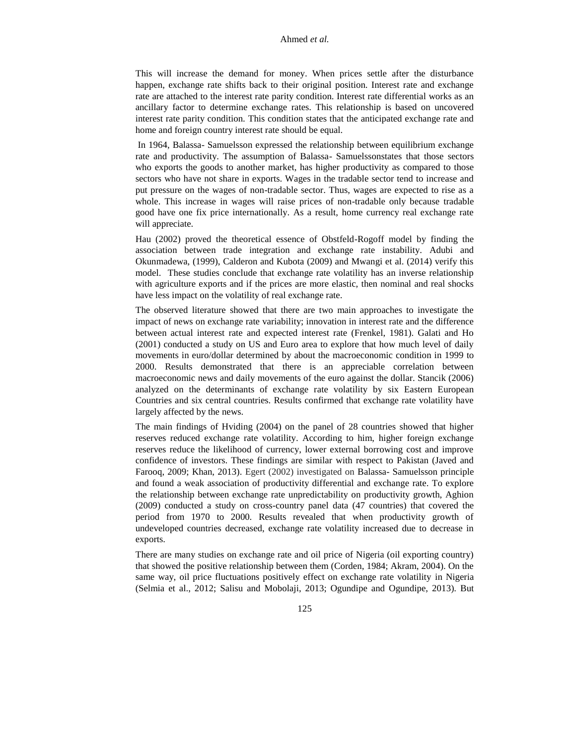This will increase the demand for money. When prices settle after the disturbance happen, exchange rate shifts back to their original position. Interest rate and exchange rate are attached to the interest rate parity condition. Interest rate differential works as an ancillary factor to determine exchange rates. This relationship is based on uncovered interest rate parity condition. This condition states that the anticipated exchange rate and home and foreign country interest rate should be equal.

In 1964, Balassa- Samuelsson expressed the relationship between equilibrium exchange rate and productivity. The assumption of Balassa- Samuelssonstates that those sectors who exports the goods to another market, has higher productivity as compared to those sectors who have not share in exports. Wages in the tradable sector tend to increase and put pressure on the wages of non-tradable sector. Thus, wages are expected to rise as a whole. This increase in wages will raise prices of non-tradable only because tradable good have one fix price internationally. As a result, home currency real exchange rate will appreciate.

Hau (2002) proved the theoretical essence of Obstfeld-Rogoff model by finding the association between trade integration and exchange rate instability. Adubi and Okunmadewa, (1999), Calderon and Kubota (2009) and Mwangi et al. (2014) verify this model. These studies conclude that exchange rate volatility has an inverse relationship with agriculture exports and if the prices are more elastic, then nominal and real shocks have less impact on the volatility of real exchange rate.

The observed literature showed that there are two main approaches to investigate the impact of news on exchange rate variability; innovation in interest rate and the difference between actual interest rate and expected interest rate (Frenkel, 1981). Galati and Ho (2001) conducted a study on US and Euro area to explore that how much level of daily movements in euro/dollar determined by about the macroeconomic condition in 1999 to 2000. Results demonstrated that there is an appreciable correlation between macroeconomic news and daily movements of the euro against the dollar. Stancik (2006) analyzed on the determinants of exchange rate volatility by six Eastern European Countries and six central countries. Results confirmed that exchange rate volatility have largely affected by the news.

The main findings of Hviding (2004) on the panel of 28 countries showed that higher reserves reduced exchange rate volatility. According to him, higher foreign exchange reserves reduce the likelihood of currency, lower external borrowing cost and improve confidence of investors. These findings are similar with respect to Pakistan (Javed and Farooq, 2009; Khan, 2013). Egert (2002) investigated on Balassa- Samuelsson principle and found a weak association of productivity differential and exchange rate. To explore the relationship between exchange rate unpredictability on productivity growth, Aghion (2009) conducted a study on cross-country panel data (47 countries) that covered the period from 1970 to 2000. Results revealed that when productivity growth of undeveloped countries decreased, exchange rate volatility increased due to decrease in exports.

There are many studies on exchange rate and oil price of Nigeria (oil exporting country) that showed the positive relationship between them (Corden, 1984; Akram, 2004). On the same way, oil price fluctuations positively effect on exchange rate volatility in Nigeria (Selmia et al., 2012; Salisu and Mobolaji, 2013; Ogundipe and Ogundipe, 2013). But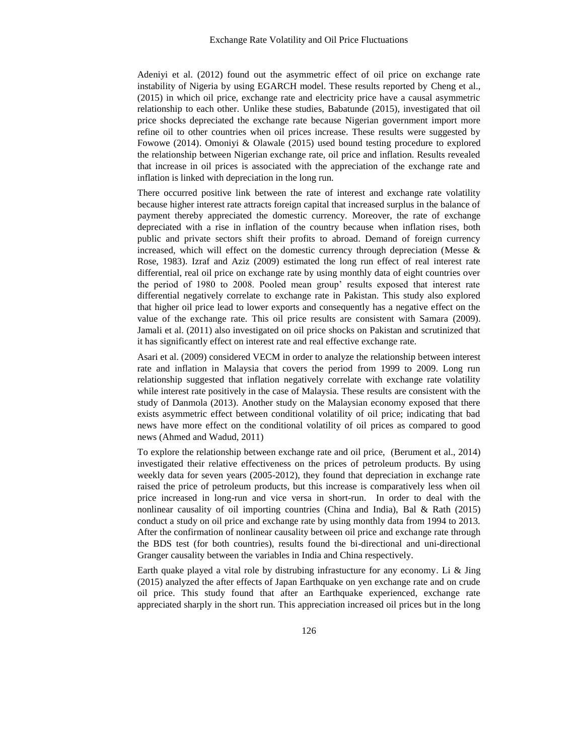Adeniyi et al. (2012) found out the asymmetric effect of oil price on exchange rate instability of Nigeria by using EGARCH model. These results reported by Cheng et al., (2015) in which oil price, exchange rate and electricity price have a causal asymmetric relationship to each other. Unlike these studies, Babatunde (2015), investigated that oil price shocks depreciated the exchange rate because Nigerian government import more refine oil to other countries when oil prices increase. These results were suggested by Fowowe (2014). Omoniyi & Olawale (2015) used bound testing procedure to explored the relationship between Nigerian exchange rate, oil price and inflation. Results revealed that increase in oil prices is associated with the appreciation of the exchange rate and inflation is linked with depreciation in the long run.

There occurred positive link between the rate of interest and exchange rate volatility because higher interest rate attracts foreign capital that increased surplus in the balance of payment thereby appreciated the domestic currency. Moreover, the rate of exchange depreciated with a rise in inflation of the country because when inflation rises, both public and private sectors shift their profits to abroad. Demand of foreign currency increased, which will effect on the domestic currency through depreciation (Messe & Rose, 1983). Izraf and Aziz (2009) estimated the long run effect of real interest rate differential, real oil price on exchange rate by using monthly data of eight countries over the period of 1980 to 2008. Pooled mean group' results exposed that interest rate differential negatively correlate to exchange rate in Pakistan. This study also explored that higher oil price lead to lower exports and consequently has a negative effect on the value of the exchange rate. This oil price results are consistent with Samara (2009). Jamali et al. (2011) also investigated on oil price shocks on Pakistan and scrutinized that it has significantly effect on interest rate and real effective exchange rate.

Asari et al. (2009) considered VECM in order to analyze the relationship between interest rate and inflation in Malaysia that covers the period from 1999 to 2009. Long run relationship suggested that inflation negatively correlate with exchange rate volatility while interest rate positively in the case of Malaysia. These results are consistent with the study of Danmola (2013). Another study on the Malaysian economy exposed that there exists asymmetric effect between conditional volatility of oil price; indicating that bad news have more effect on the conditional volatility of oil prices as compared to good news (Ahmed and Wadud, 2011)

To explore the relationship between exchange rate and oil price, (Berument et al., 2014) investigated their relative effectiveness on the prices of petroleum products. By using weekly data for seven years (2005-2012), they found that depreciation in exchange rate raised the price of petroleum products, but this increase is comparatively less when oil price increased in long-run and vice versa in short-run. In order to deal with the nonlinear causality of oil importing countries (China and India), Bal & Rath (2015) conduct a study on oil price and exchange rate by using monthly data from 1994 to 2013. After the confirmation of nonlinear causality between oil price and exchange rate through the BDS test (for both countries), results found the bi-directional and uni-directional Granger causality between the variables in India and China respectively.

Earth quake played a vital role by distrubing infrastucture for any economy. Li & Jing (2015) analyzed the after effects of Japan Earthquake on yen exchange rate and on crude oil price. This study found that after an Earthquake experienced, exchange rate appreciated sharply in the short run. This appreciation increased oil prices but in the long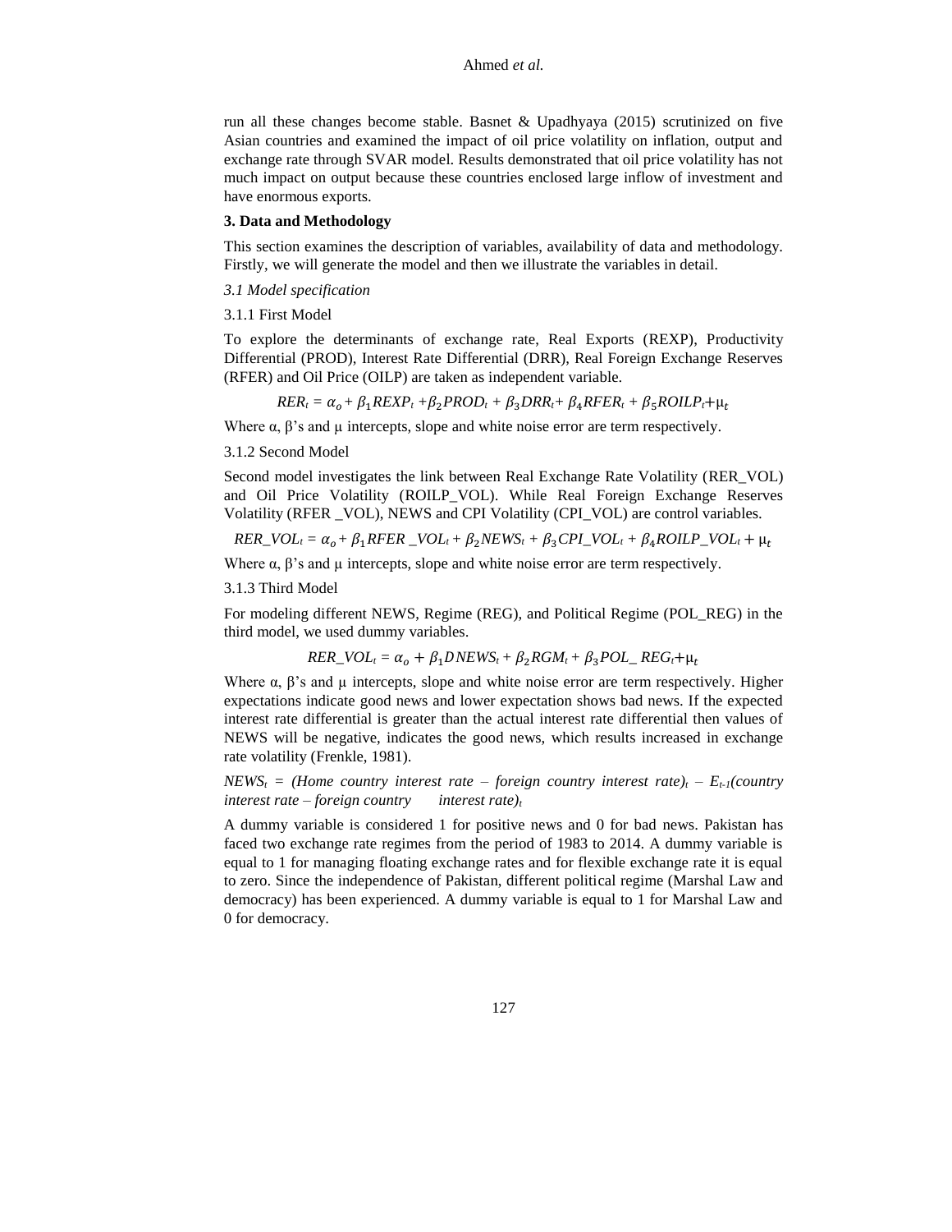run all these changes become stable. Basnet & Upadhyaya (2015) scrutinized on five Asian countries and examined the impact of oil price volatility on inflation, output and exchange rate through SVAR model. Results demonstrated that oil price volatility has not much impact on output because these countries enclosed large inflow of investment and have enormous exports.

## 3. Data and Methodology

This section examines the description of variables, availability of data and methodology. Firstly, we will generate the model and then we illustrate the variables in detail.

### *3.1 Model specification*

#### 3.1.1 First Model

To explore the determinants of exchange rate, Real Exports (REXP), Productivity Differential (PROD), Interest Rate Differential (DRR), Real Foreign Exchange Reserves (RFER) and Oil Price (OILP) are taken as independent variable.

$$RER_t = \alpha_o + \beta_1 REXP_t + \beta_2 PROD_t + \beta_3 DRR_t + \beta_4 RFER_t + \beta_5 ROILP_t + \mu_t$$

Where α, β's and μ intercepts, slope and white noise error are term respectively.

#### 3.1.2 Second Model

Second model investigates the link between Real Exchange Rate Volatility (RER_VOL) and Oil Price Volatility (ROILP_VOL). While Real Foreign Exchange Reserves Volatility (RFER _VOL), NEWS and CPI Volatility (CPI_VOL) are control variables.

$$RER\_VOL_t = \alpha_o + \beta_1 RFER\_VOL_t + \beta_2 NEWS_t + \beta_3 CPI\_VOL_t + \beta_4 ROILP\_VOL_t + \mu_t$$

Where α, β's and μ intercepts, slope and white noise error are term respectively.

#### 3.1.3 Third Model

For modeling different NEWS, Regime (REG), and Political Regime (POL_REG) in the third model, we used dummy variables.

$$RER\_VOL_t = \alpha_o + \beta_1 DNEWS_t + \beta_2 RGM_t + \beta_3 POL\_REG_t + \mu_t$$

Where α, β's and μ intercepts, slope and white noise error are term respectively. Higher expectations indicate good news and lower expectation shows bad news. If the expected interest rate differential is greater than the actual interest rate differential then values of NEWS will be negative, indicates the good news, which results increased in exchange rate volatility (Frenkle, 1981).

$NEWS_t$ = *(Home country interest rate – foreign country interest rate)*$_t$ – $E_{t-1}$*(country interest rate – foreign country interest rate)*$_t$

A dummy variable is considered 1 for positive news and 0 for bad news. Pakistan has faced two exchange rate regimes from the period of 1983 to 2014. A dummy variable is equal to 1 for managing floating exchange rates and for flexible exchange rate it is equal to zero. Since the independence of Pakistan, different political regime (Marshal Law and democracy) has been experienced. A dummy variable is equal to 1 for Marshal Law and 0 for democracy.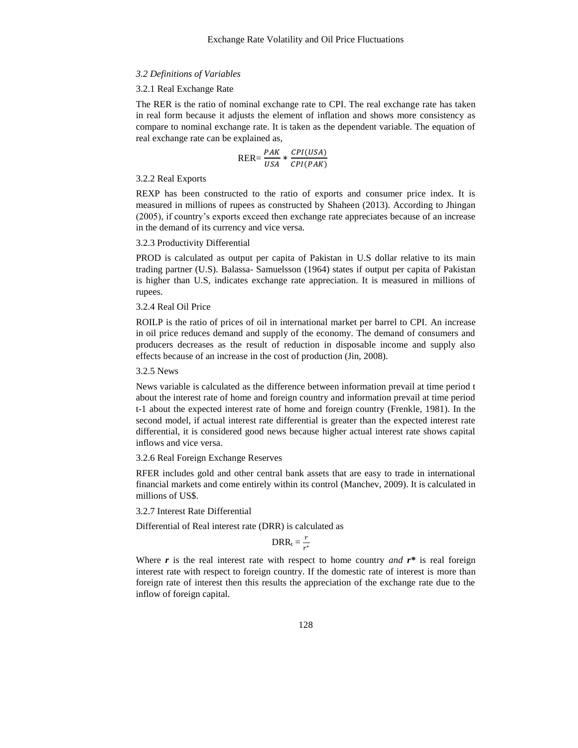### *3.2 Definitions of Variables*

#### 3.2.1 Real Exchange Rate

The RER is the ratio of nominal exchange rate to CPI. The real exchange rate has taken in real form because it adjusts the element of inflation and shows more consistency as compare to nominal exchange rate. It is taken as the dependent variable. The equation of real exchange rate can be explained as,

$$\text{RER}= \frac{PAK}{USA} * \frac{CPI(USA)}{CPI(PAK)}$$

#### 3.2.2 Real Exports

REXP has been constructed to the ratio of exports and consumer price index. It is measured in millions of rupees as constructed by Shaheen (2013). According to Jhingan (2005), if country's exports exceed then exchange rate appreciates because of an increase in the demand of its currency and vice versa.

#### 3.2.3 Productivity Differential

PROD is calculated as output per capita of Pakistan in U.S dollar relative to its main trading partner (U.S). Balassa- Samuelsson (1964) states if output per capita of Pakistan is higher than U.S, indicates exchange rate appreciation. It is measured in millions of rupees.

#### 3.2.4 Real Oil Price

ROILP is the ratio of prices of oil in international market per barrel to CPI. An increase in oil price reduces demand and supply of the economy. The demand of consumers and producers decreases as the result of reduction in disposable income and supply also effects because of an increase in the cost of production (Jin, 2008).

#### 3.2.5 News

News variable is calculated as the difference between information prevail at time period t about the interest rate of home and foreign country and information prevail at time period t-1 about the expected interest rate of home and foreign country (Frenkle, 1981). In the second model, if actual interest rate differential is greater than the expected interest rate differential, it is considered good news because higher actual interest rate shows capital inflows and vice versa.

#### 3.2.6 Real Foreign Exchange Reserves

RFER includes gold and other central bank assets that are easy to trade in international financial markets and come entirely within its control (Manchev, 2009). It is calculated in millions of US$.

#### 3.2.7 Interest Rate Differential

Differential of Real interest rate (DRR) is calculated as

$$\text{DRR}_t = \frac{r}{r^*}$$

Where $\boldsymbol{r}$ is the real interest rate with respect to home country *and* $\boldsymbol{r^*}$ is real foreign interest rate with respect to foreign country. If the domestic rate of interest is more than foreign rate of interest then this results the appreciation of the exchange rate due to the inflow of foreign capital.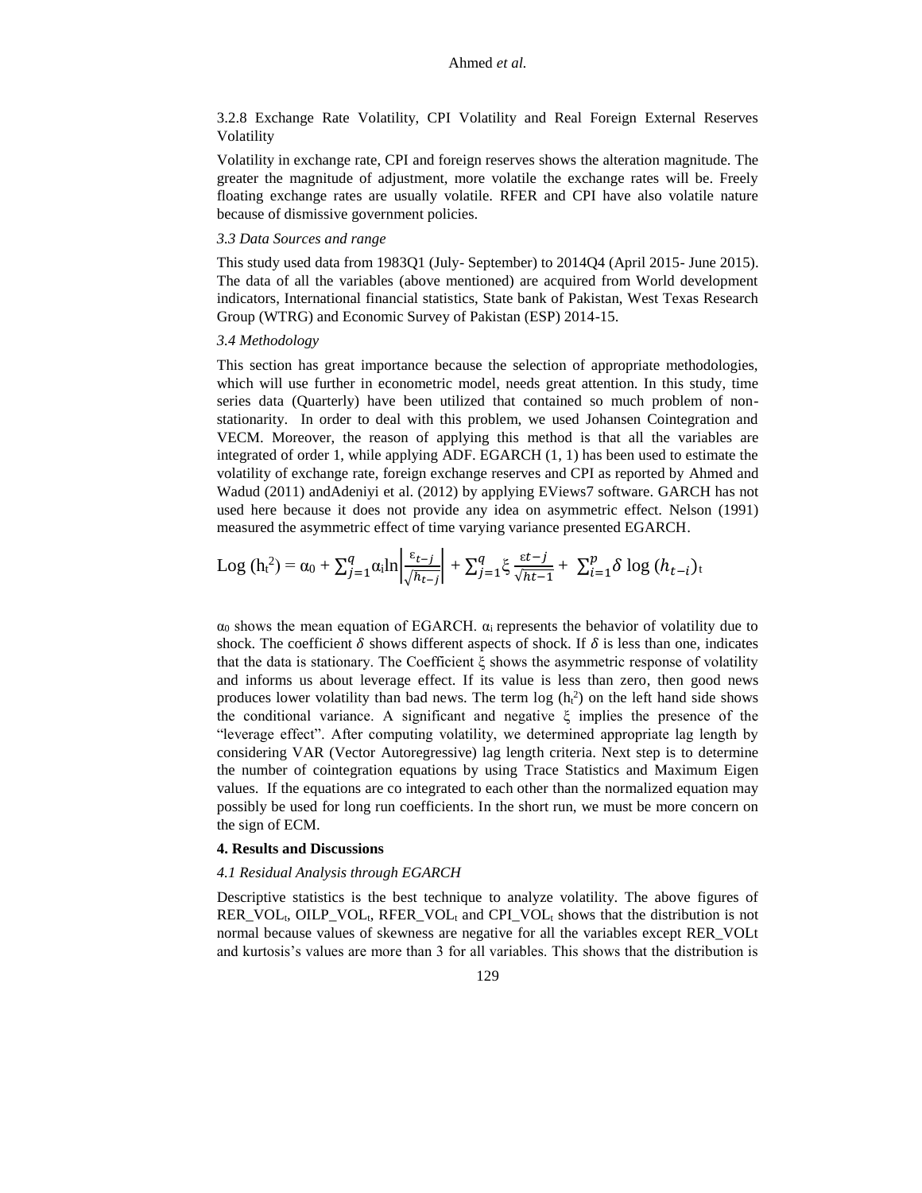3.2.8 Exchange Rate Volatility, CPI Volatility and Real Foreign External Reserves Volatility

Volatility in exchange rate, CPI and foreign reserves shows the alteration magnitude. The greater the magnitude of adjustment, more volatile the exchange rates will be. Freely floating exchange rates are usually volatile. RFER and CPI have also volatile nature because of dismissive government policies.

*3.3 Data Sources and range*

This study used data from 1983Q1 (July- September) to 2014Q4 (April 2015- June 2015). The data of all the variables (above mentioned) are acquired from World development indicators, International financial statistics, State bank of Pakistan, West Texas Research Group (WTRG) and Economic Survey of Pakistan (ESP) 2014-15.

*3.4 Methodology*

This section has great importance because the selection of appropriate methodologies, which will use further in econometric model, needs great attention. In this study, time series data (Quarterly) have been utilized that contained so much problem of non-stationarity. In order to deal with this problem, we used Johansen Cointegration and VECM. Moreover, the reason of applying this method is that all the variables are integrated of order 1, while applying ADF. EGARCH (1, 1) has been used to estimate the volatility of exchange rate, foreign exchange reserves and CPI as reported by Ahmed and Wadud (2011) andAdeniyi et al. (2012) by applying EViews7 software. GARCH has not used here because it does not provide any idea on asymmetric effect. Nelson (1991) measured the asymmetric effect of time varying variance presented EGARCH.

$$\text{Log}\,(h_t^2) = \alpha_0 + \sum_{j=1}^{q} \alpha_i \ln\left|\frac{\varepsilon_{t-j}}{\sqrt{h_{t-j}}}\right| + \sum_{j=1}^{q} \xi \frac{\varepsilon t-j}{\sqrt{ht-1}} + \sum_{i=1}^{p} \delta \log\,(h_{t-i})_t$$

$\alpha_0$ shows the mean equation of EGARCH. $\alpha_i$ represents the behavior of volatility due to shock. The coefficient $\delta$ shows different aspects of shock. If $\delta$ is less than one, indicates that the data is stationary. The Coefficient $\xi$ shows the asymmetric response of volatility and informs us about leverage effect. If its value is less than zero, then good news produces lower volatility than bad news. The term log ($h_t^2$) on the left hand side shows the conditional variance. A significant and negative $\xi$ implies the presence of the "leverage effect". After computing volatility, we determined appropriate lag length by considering VAR (Vector Autoregressive) lag length criteria. Next step is to determine the number of cointegration equations by using Trace Statistics and Maximum Eigen values. If the equations are co integrated to each other than the normalized equation may possibly be used for long run coefficients. In the short run, we must be more concern on the sign of ECM.

## 4. Results and Discussions

*4.1 Residual Analysis through EGARCH*

Descriptive statistics is the best technique to analyze volatility. The above figures of $RER\_VOL_t$, $OILP\_VOL_t$, $RFER\_VOL_t$ and $CPI\_VOL_t$ shows that the distribution is not normal because values of skewness are negative for all the variables except RER_VOLt and kurtosis's values are more than 3 for all variables. This shows that the distribution is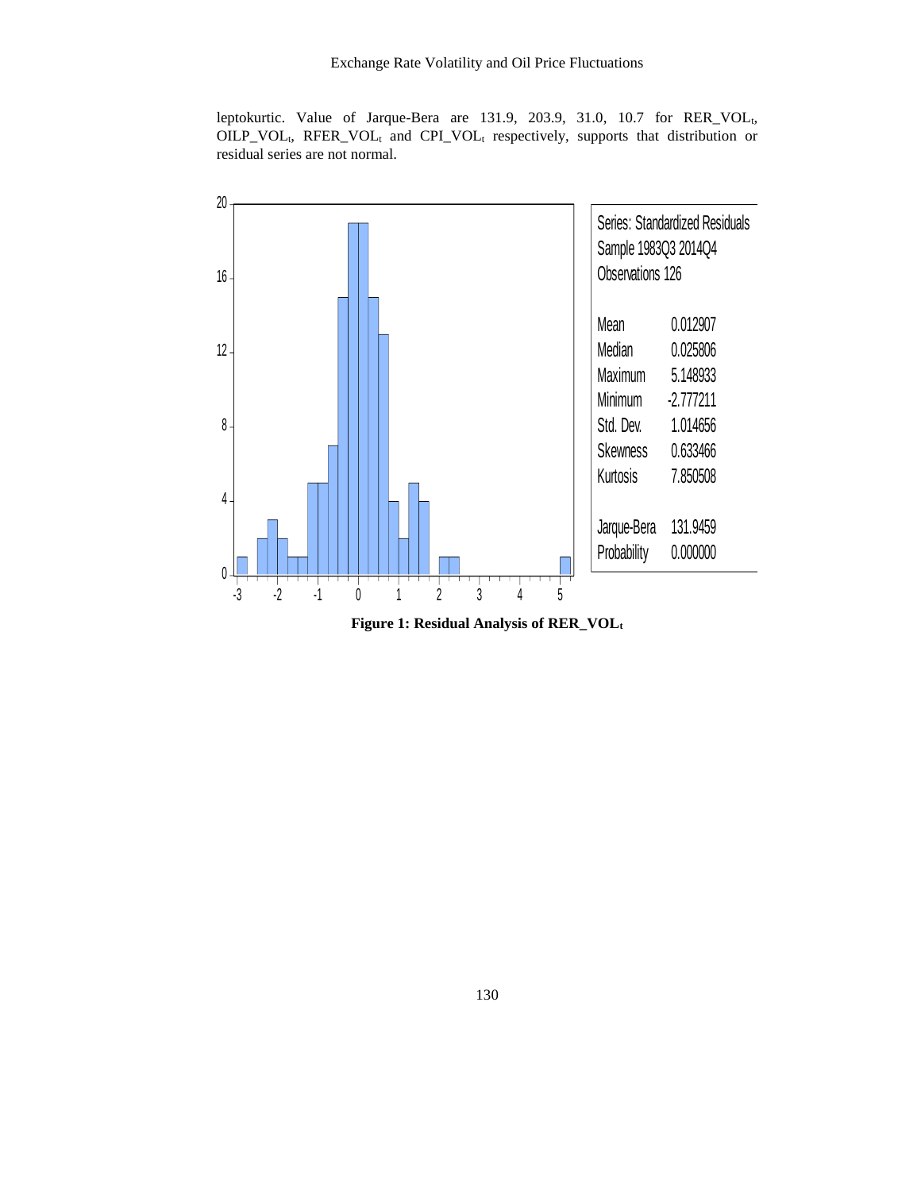leptokurtic. Value of Jarque-Bera are 131.9, 203.9, 31.0, 10.7 for $RER\_VOL_t$, $OILP\_VOL_t$, $RFER\_VOL_t$ and $CPI\_VOL_t$ respectively, supports that distribution or residual series are not normal.

| Series: Standardized Residuals | |
|---|---|
| Sample 1983Q3 2014Q4 | |
| Observations 126 | |
| Mean | 0.012907 |
| Median | 0.025806 |
| Maximum | 5.148933 |
| Minimum | -2.777211 |
| Std. Dev. | 1.014656 |
| Skewness | 0.633466 |
| Kurtosis | 7.850508 |
| Jarque-Bera | 131.9459 |
| Probability | 0.000000 |

**Figure 1: Residual Analysis of $RER\_VOL_t$**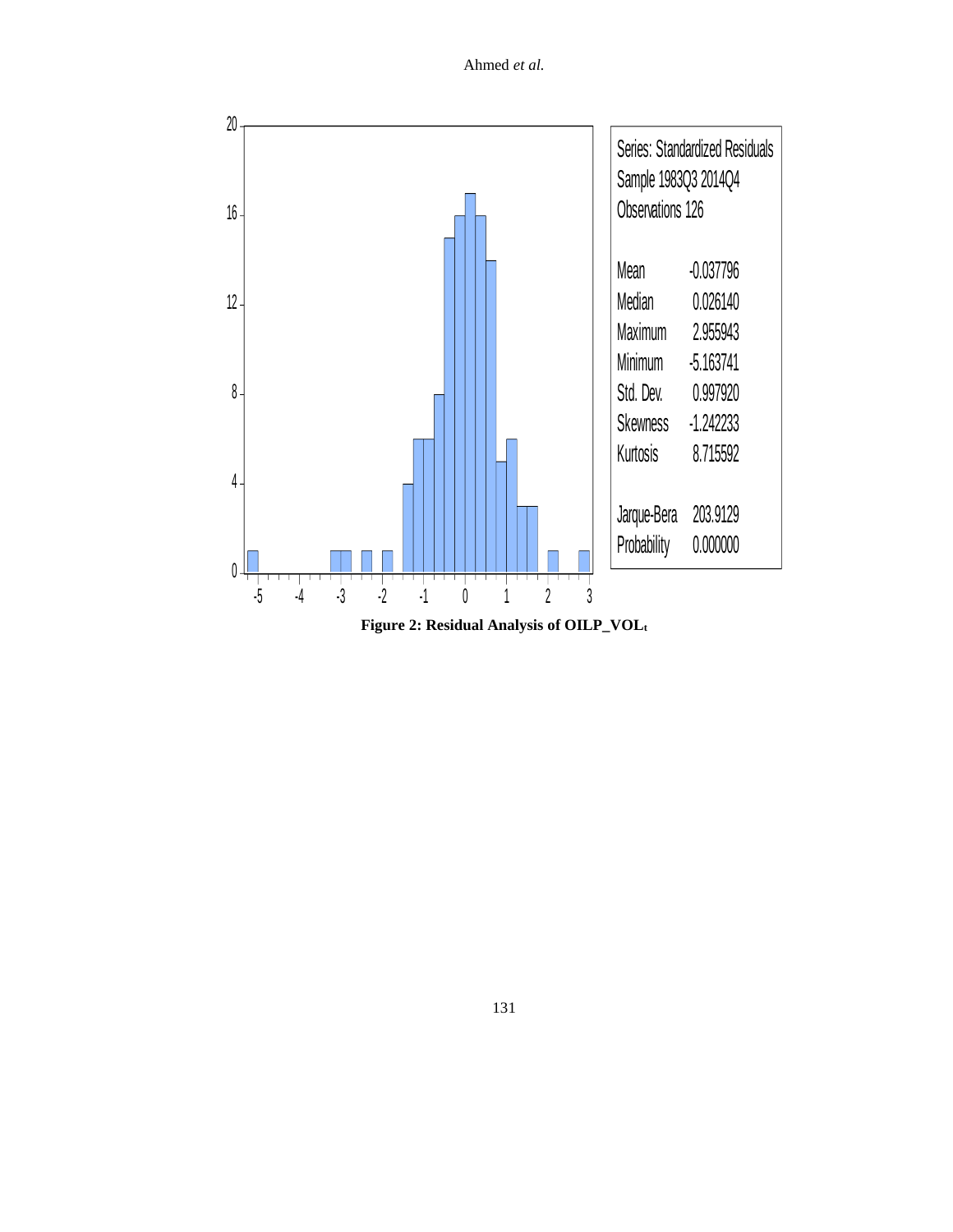| Series: Standardized Residuals | |
|---|---|
| Sample 1983Q3 2014Q4 | |
| Observations 126 | |
| Mean | -0.037796 |
| Median | 0.026140 |
| Maximum | 2.955943 |
| Minimum | -5.163741 |
| Std. Dev. | 0.997920 |
| Skewness | -1.242233 |
| Kurtosis | 8.715592 |
| Jarque-Bera | 203.9129 |
| Probability | 0.000000 |

**Figure 2: Residual Analysis of $OILP\_VOL_t$**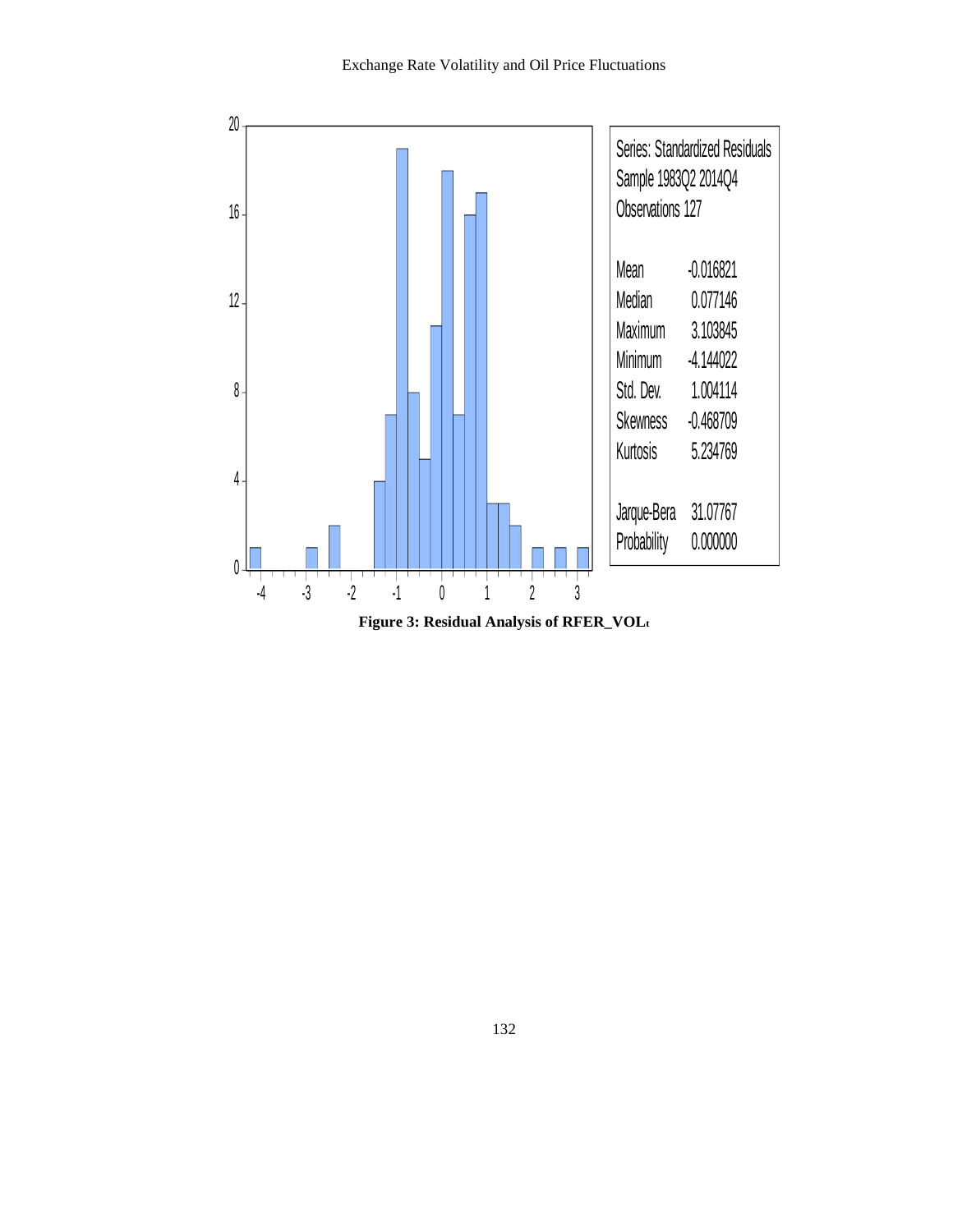| Series: Standardized Residuals | |
|---|---|
| Sample 1983Q2 2014Q4 | |
| Observations 127 | |
| Mean | -0.016821 |
| Median | 0.077146 |
| Maximum | 3.103845 |
| Minimum | -4.144022 |
| Std. Dev. | 1.004114 |
| Skewness | -0.468709 |
| Kurtosis | 5.234769 |
| Jarque-Bera | 31.07767 |
| Probability | 0.000000 |

**Figure 3: Residual Analysis of $RFER\_VOL_t$**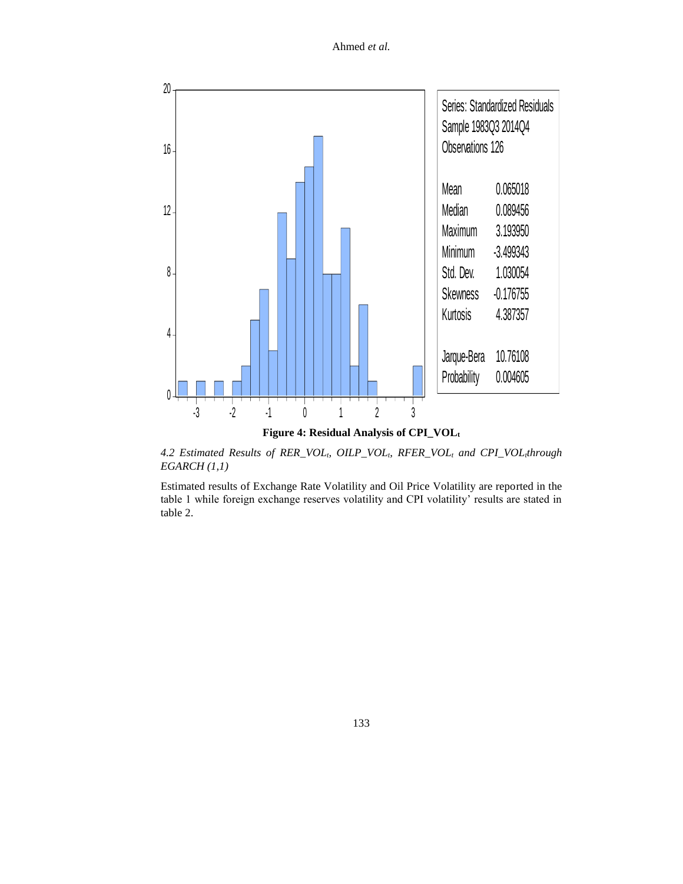Series: Standardized Residuals
Sample 1983Q3 2014Q4
Observations 126

| | |
|---|---|
| Mean | 0.065018 |
| Median | 0.089456 |
| Maximum | 3.193950 |
| Minimum | -3.499343 |
| Std. Dev. | 1.030054 |
| Skewness | -0.176755 |
| Kurtosis | 4.387357 |
| Jarque-Bera | 10.76108 |
| Probability | 0.004605 |

**Figure 4: Residual Analysis of $CPI\_VOL_t$**

*4.2 Estimated Results of $RER\_VOL_t$, $OILP\_VOL_t$, $RFER\_VOL_t$ and $CPI\_VOL_t$ through EGARCH (1,1)*

Estimated results of Exchange Rate Volatility and Oil Price Volatility are reported in the table 1 while foreign exchange reserves volatility and CPI volatility' results are stated in table 2.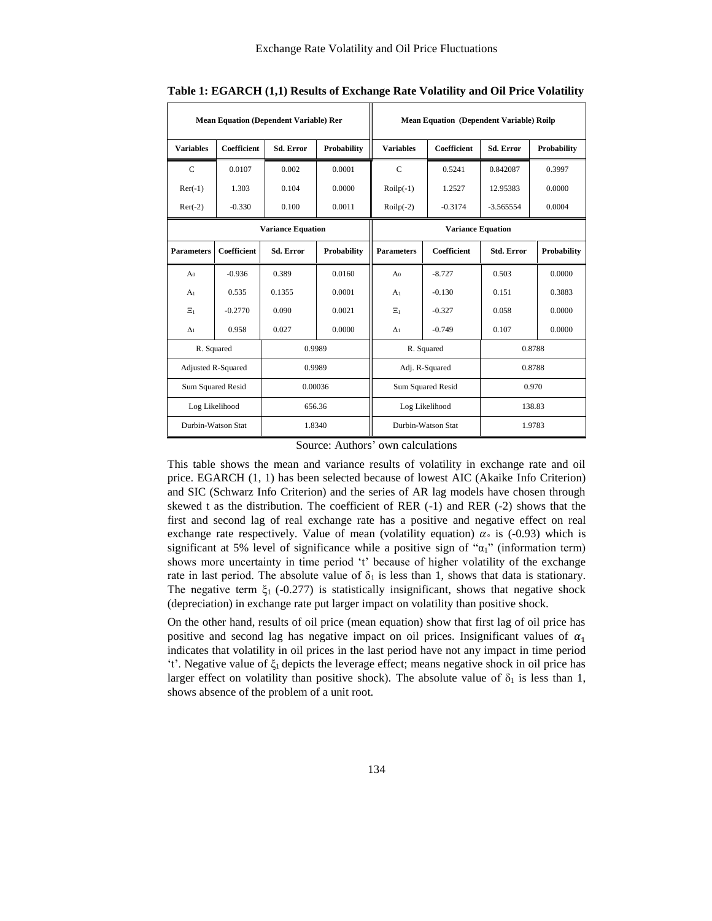**Table 1: EGARCH (1,1) Results of Exchange Rate Volatility and Oil Price Volatility**

| Mean Equation (Dependent Variable) Rer | | | | Mean Equation (Dependent Variable) Roilp | | | |
|---|---|---|---|---|---|---|---|
| **Variables** | **Coefficient** | **Sd. Error** | **Probability** | **Variables** | **Coefficient** | **Sd. Error** | **Probability** |
| C | 0.0107 | 0.002 | 0.0001 | C | 0.5241 | 0.842087 | 0.3997 |
| Rer(-1) | 1.303 | 0.104 | 0.0000 | Roilp(-1) | 1.2527 | 12.95383 | 0.0000 |
| Rer(-2) | -0.330 | 0.100 | 0.0011 | Roilp(-2) | -0.3174 | -3.565554 | 0.0004 |
| **Variance Equation** | | | | **Variance Equation** | | | |
| **Parameters** | **Coefficient** | **Sd. Error** | **Probability** | **Parameters** | **Coefficient** | **Std. Error** | **Probability** |
| $A_0$ | -0.936 | 0.389 | 0.0160 | $A_0$ | -8.727 | 0.503 | 0.0000 |
| $A_1$ | 0.535 | 0.1355 | 0.0001 | $A_1$ | -0.130 | 0.151 | 0.3883 |
| $\Xi_1$ | -0.2770 | 0.090 | 0.0021 | $\Xi_1$ | -0.327 | 0.058 | 0.0000 |
| $\Delta_1$ | 0.958 | 0.027 | 0.0000 | $\Delta_1$ | -0.749 | 0.107 | 0.0000 |
| R. Squared | | 0.9989 | | R. Squared | | 0.8788 | |
| Adjusted R-Squared | | 0.9989 | | Adj. R-Squared | | 0.8788 | |
| Sum Squared Resid | | 0.00036 | | Sum Squared Resid | | 0.970 | |
| Log Likelihood | | 656.36 | | Log Likelihood | | 138.83 | |
| Durbin-Watson Stat | | 1.8340 | | Durbin-Watson Stat | | 1.9783 | |

Source: Authors' own calculations

This table shows the mean and variance results of volatility in exchange rate and oil price. EGARCH (1, 1) has been selected because of lowest AIC (Akaike Info Criterion) and SIC (Schwarz Info Criterion) and the series of AR lag models have chosen through skewed t as the distribution. The coefficient of RER (-1) and RER (-2) shows that the first and second lag of real exchange rate has a positive and negative effect on real exchange rate respectively. Value of mean (volatility equation) $\alpha_\circ$ is (-0.93) which is significant at 5% level of significance while a positive sign of "$\alpha_1$" (information term) shows more uncertainty in time period 't' because of higher volatility of the exchange rate in last period. The absolute value of $\delta_1$ is less than 1, shows that data is stationary. The negative term $\xi_1$ (-0.277) is statistically insignificant, shows that negative shock (depreciation) in exchange rate put larger impact on volatility than positive shock.

On the other hand, results of oil price (mean equation) show that first lag of oil price has positive and second lag has negative impact on oil prices. Insignificant values of $\alpha_1$ indicates that volatility in oil prices in the last period have not any impact in time period 't'. Negative value of $\xi_1$ depicts the leverage effect; means negative shock in oil price has larger effect on volatility than positive shock). The absolute value of $\delta_1$ is less than 1, shows absence of the problem of a unit root.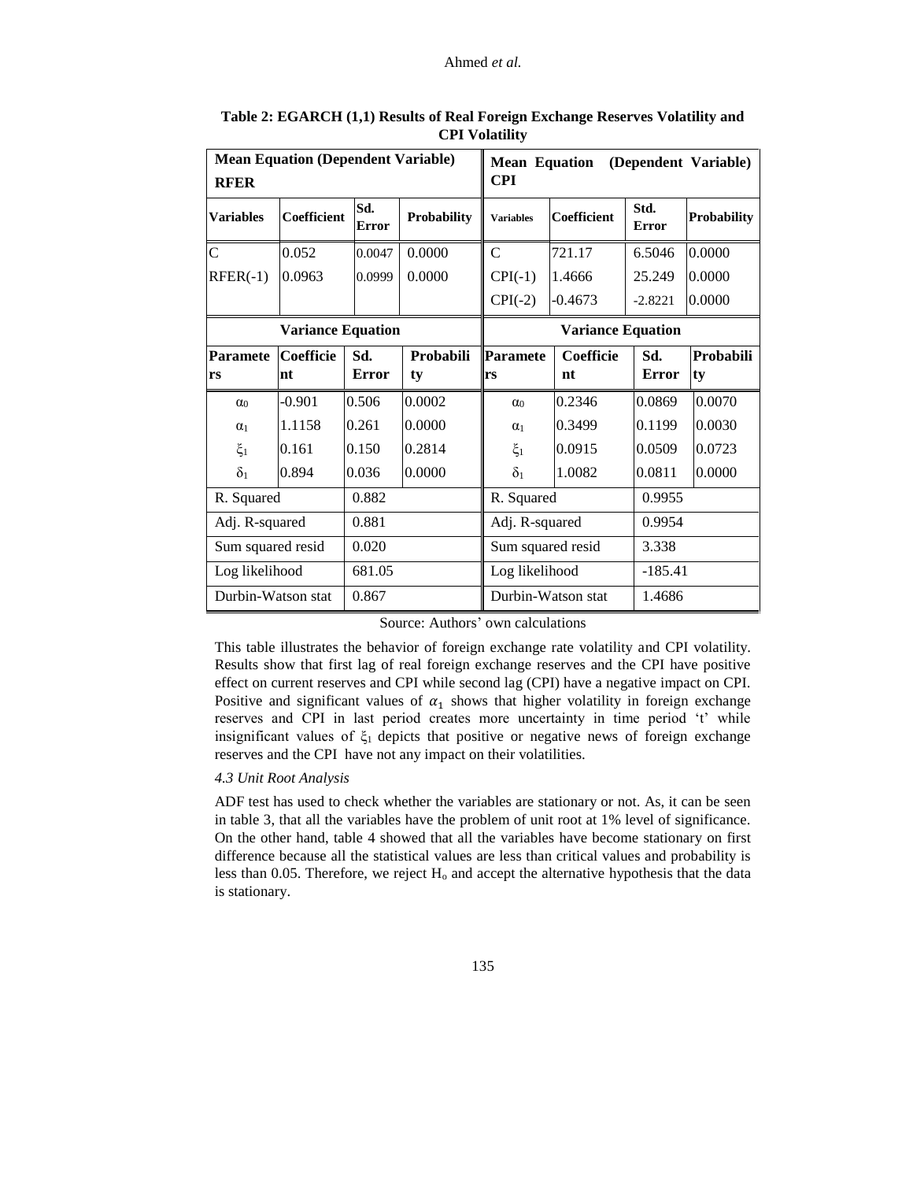**Table 2: EGARCH (1,1) Results of Real Foreign Exchange Reserves Volatility and CPI Volatility**

| **Mean Equation (Dependent Variable) RFER** | | | | **Mean Equation (Dependent Variable) CPI** | | | |
|---|---|---|---|---|---|---|---|
| **Variables** | **Coefficient** | **Sd. Error** | **Probability** | **Variables** | **Coefficient** | **Std. Error** | **Probability** |
| C | 0.052 | 0.0047 | 0.0000 | C | 721.17 | 6.5046 | 0.0000 |
| RFER(-1) | 0.0963 | 0.0999 | 0.0000 | CPI(-1) | 1.4666 | 25.249 | 0.0000 |
| | | | | CPI(-2) | -0.4673 | -2.8221 | 0.0000 |
| **Variance Equation** | | | | **Variance Equation** | | | |
| **Parameters** | **Coefficient** | **Sd. Error** | **Probability** | **Parameters** | **Coefficient** | **Sd. Error** | **Probability** |
| $\alpha_0$ | -0.901 | 0.506 | 0.0002 | $\alpha_0$ | 0.2346 | 0.0869 | 0.0070 |
| $\alpha_1$ | 1.1158 | 0.261 | 0.0000 | $\alpha_1$ | 0.3499 | 0.1199 | 0.0030 |
| $\xi_1$ | 0.161 | 0.150 | 0.2814 | $\xi_1$ | 0.0915 | 0.0509 | 0.0723 |
| $\delta_1$ | 0.894 | 0.036 | 0.0000 | $\delta_1$ | 1.0082 | 0.0811 | 0.0000 |
| R. Squared | | 0.882 | | R. Squared | | 0.9955 | |
| Adj. R-squared | | 0.881 | | Adj. R-squared | | 0.9954 | |
| Sum squared resid | | 0.020 | | Sum squared resid | | 3.338 | |
| Log likelihood | | 681.05 | | Log likelihood | | -185.41 | |
| Durbin-Watson stat | | 0.867 | | Durbin-Watson stat | | 1.4686 | |

Source: Authors' own calculations

This table illustrates the behavior of foreign exchange rate volatility and CPI volatility. Results show that first lag of real foreign exchange reserves and the CPI have positive effect on current reserves and CPI while second lag (CPI) have a negative impact on CPI. Positive and significant values of $\alpha_1$ shows that higher volatility in foreign exchange reserves and CPI in last period creates more uncertainty in time period 't' while insignificant values of $\xi_1$ depicts that positive or negative news of foreign exchange reserves and the CPI have not any impact on their volatilities.

*4.3 Unit Root Analysis*

ADF test has used to check whether the variables are stationary or not. As, it can be seen in table 3, that all the variables have the problem of unit root at 1% level of significance. On the other hand, table 4 showed that all the variables have become stationary on first difference because all the statistical values are less than critical values and probability is less than 0.05. Therefore, we reject $H_o$ and accept the alternative hypothesis that the data is stationary.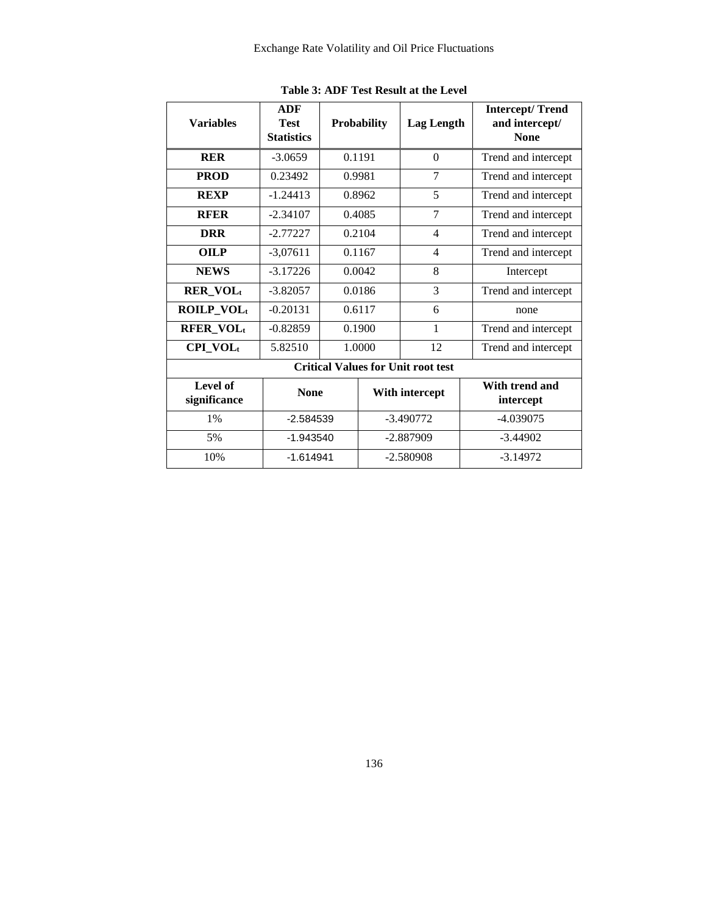**Table 3: ADF Test Result at the Level**

| Variables | ADF Test Statistics | Probability | Lag Length | Intercept/ Trend and intercept/ None |
|---|---|---|---|---|
| **RER** | -3.0659 | 0.1191 | 0 | Trend and intercept |
| **PROD** | 0.23492 | 0.9981 | 7 | Trend and intercept |
| **REXP** | -1.24413 | 0.8962 | 5 | Trend and intercept |
| **RFER** | -2.34107 | 0.4085 | 7 | Trend and intercept |
| **DRR** | -2.77227 | 0.2104 | 4 | Trend and intercept |
| **OILP** | -3,07611 | 0.1167 | 4 | Trend and intercept |
| **NEWS** | -3.17226 | 0.0042 | 8 | Intercept |
| **$RER\_VOL_t$** | -3.82057 | 0.0186 | 3 | Trend and intercept |
| **$ROILP\_VOL_t$** | -0.20131 | 0.6117 | 6 | none |
| **$RFER\_VOL_t$** | -0.82859 | 0.1900 | 1 | Trend and intercept |
| **$CPI\_VOL_t$** | 5.82510 | 1.0000 | 12 | Trend and intercept |

**Critical Values for Unit root test**

| Level of significance | None | With intercept | With trend and intercept |
|---|---|---|---|
| 1% | -2.584539 | -3.490772 | -4.039075 |
| 5% | -1.943540 | -2.887909 | -3.44902 |
| 10% | -1.614941 | -2.580908 | -3.14972 |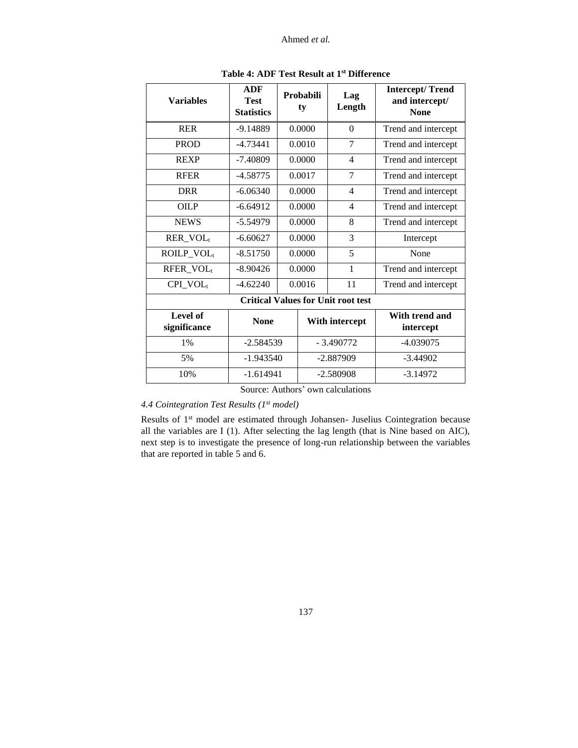**Table 4: ADF Test Result at 1st Difference**

| Variables | ADF Test Statistics | Probability | Lag Length | Intercept/ Trend and intercept/ None |
|---|---|---|---|---|
| RER | -9.14889 | 0.0000 | 0 | Trend and intercept |
| PROD | -4.73441 | 0.0010 | 7 | Trend and intercept |
| REXP | -7.40809 | 0.0000 | 4 | Trend and intercept |
| RFER | -4.58775 | 0.0017 | 7 | Trend and intercept |
| DRR | -6.06340 | 0.0000 | 4 | Trend and intercept |
| OILP | -6.64912 | 0.0000 | 4 | Trend and intercept |
| NEWS | -5.54979 | 0.0000 | 8 | Trend and intercept |
| $RER\_VOL_t$ | -6.60627 | 0.0000 | 3 | Intercept |
| $ROILP\_VOL_t$ | -8.51750 | 0.0000 | 5 | None |
| $RFER\_VOL_t$ | -8.90426 | 0.0000 | 1 | Trend and intercept |
| $CPI\_VOL_t$ | -4.62240 | 0.0016 | 11 | Trend and intercept |
| **Critical Values for Unit root test** | | | | |
| **Level of significance** | **None** | **With intercept** | | **With trend and intercept** |
| 1% | -2.584539 | - 3.490772 | | -4.039075 |
| 5% | -1.943540 | -2.887909 | | -3.44902 |
| 10% | -1.614941 | -2.580908 | | -3.14972 |

Source: Authors' own calculations

*4.4 Cointegration Test Results (1st model)*

Results of 1st model are estimated through Johansen- Juselius Cointegration because all the variables are I (1). After selecting the lag length (that is Nine based on AIC), next step is to investigate the presence of long-run relationship between the variables that are reported in table 5 and 6.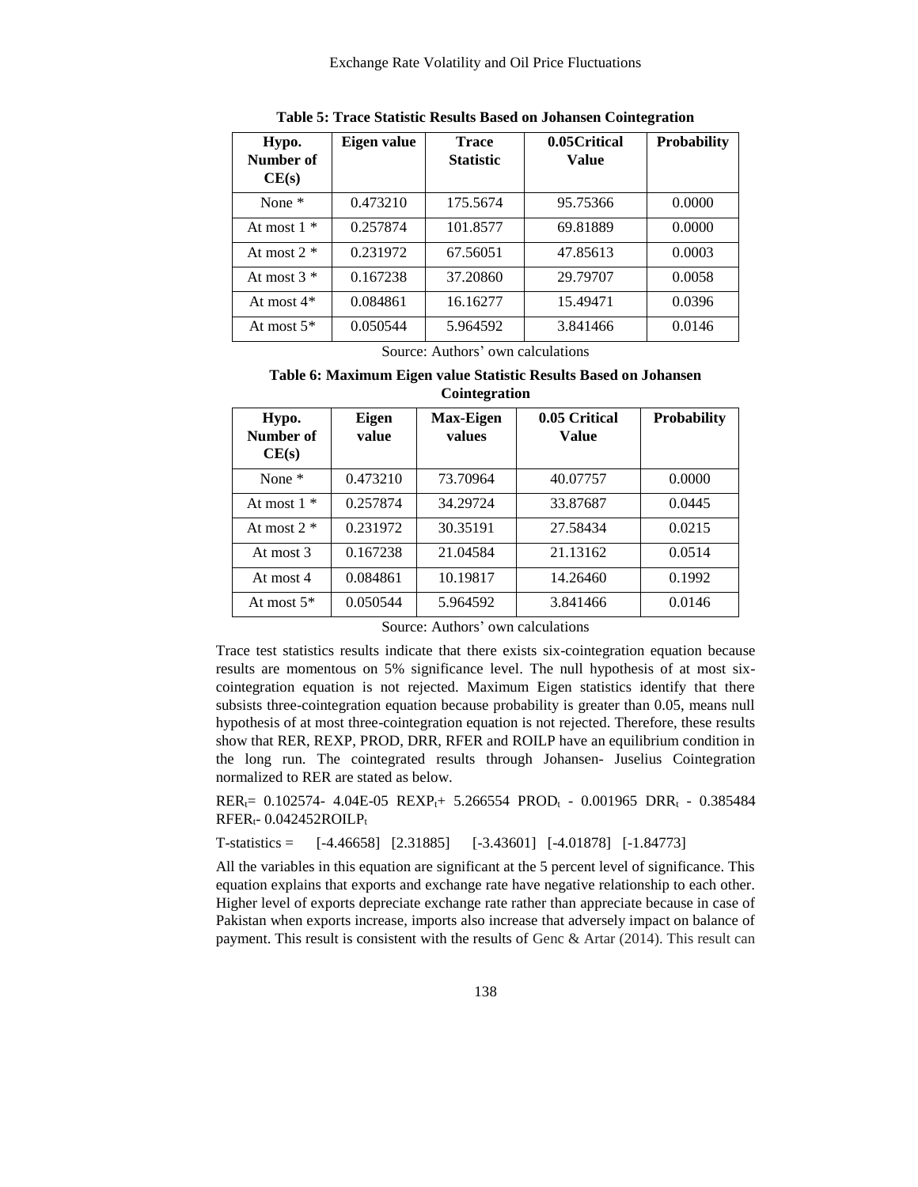**Table 5: Trace Statistic Results Based on Johansen Cointegration**

| Hypo. Number of CE(s) | Eigen value | Trace Statistic | 0.05Critical Value | Probability |
|---|---|---|---|---|
| None * | 0.473210 | 175.5674 | 95.75366 | 0.0000 |
| At most 1 * | 0.257874 | 101.8577 | 69.81889 | 0.0000 |
| At most 2 * | 0.231972 | 67.56051 | 47.85613 | 0.0003 |
| At most 3 * | 0.167238 | 37.20860 | 29.79707 | 0.0058 |
| At most 4* | 0.084861 | 16.16277 | 15.49471 | 0.0396 |
| At most 5* | 0.050544 | 5.964592 | 3.841466 | 0.0146 |

Source: Authors' own calculations

**Table 6: Maximum Eigen value Statistic Results Based on Johansen Cointegration**

| Hypo. Number of CE(s) | Eigen value | Max-Eigen values | 0.05 Critical Value | Probability |
|---|---|---|---|---|
| None * | 0.473210 | 73.70964 | 40.07757 | 0.0000 |
| At most 1 * | 0.257874 | 34.29724 | 33.87687 | 0.0445 |
| At most 2 * | 0.231972 | 30.35191 | 27.58434 | 0.0215 |
| At most 3 | 0.167238 | 21.04584 | 21.13162 | 0.0514 |
| At most 4 | 0.084861 | 10.19817 | 14.26460 | 0.1992 |
| At most 5* | 0.050544 | 5.964592 | 3.841466 | 0.0146 |

Source: Authors' own calculations

Trace test statistics results indicate that there exists six-cointegration equation because results are momentous on 5% significance level. The null hypothesis of at most six-cointegration equation is not rejected. Maximum Eigen statistics identify that there subsists three-cointegration equation because probability is greater than 0.05, means null hypothesis of at most three-cointegration equation is not rejected. Therefore, these results show that RER, REXP, PROD, DRR, RFER and ROILP have an equilibrium condition in the long run. The cointegrated results through Johansen- Juselius Cointegration normalized to RER are stated as below.

$RER_t = 0.102574 - 4.04E\text{-}05\ REXP_t + 5.266554\ PROD_t - 0.001965\ DRR_t - 0.385484\ RFER_t - 0.042452 ROILP_t$

T-statistics = [-4.46658] [2.31885] [-3.43601] [-4.01878] [-1.84773]

All the variables in this equation are significant at the 5 percent level of significance. This equation explains that exports and exchange rate have negative relationship to each other. Higher level of exports depreciate exchange rate rather than appreciate because in case of Pakistan when exports increase, imports also increase that adversely impact on balance of payment. This result is consistent with the results of Genc & Artar (2014). This result can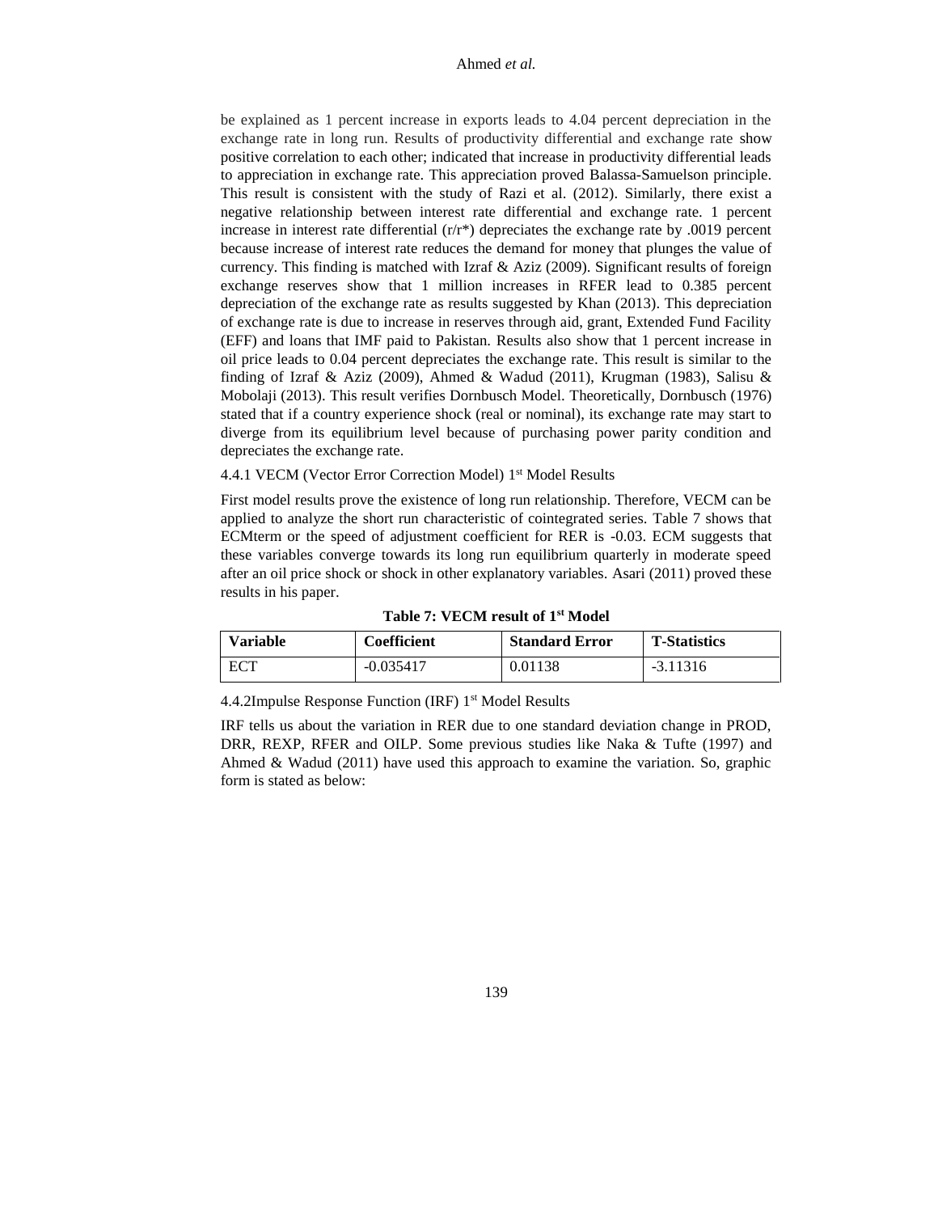be explained as 1 percent increase in exports leads to 4.04 percent depreciation in the exchange rate in long run. Results of productivity differential and exchange rate show positive correlation to each other; indicated that increase in productivity differential leads to appreciation in exchange rate. This appreciation proved Balassa-Samuelson principle. This result is consistent with the study of Razi et al. (2012). Similarly, there exist a negative relationship between interest rate differential and exchange rate. 1 percent increase in interest rate differential (r/r*) depreciates the exchange rate by .0019 percent because increase of interest rate reduces the demand for money that plunges the value of currency. This finding is matched with Izraf & Aziz (2009). Significant results of foreign exchange reserves show that 1 million increases in RFER lead to 0.385 percent depreciation of the exchange rate as results suggested by Khan (2013). This depreciation of exchange rate is due to increase in reserves through aid, grant, Extended Fund Facility (EFF) and loans that IMF paid to Pakistan. Results also show that 1 percent increase in oil price leads to 0.04 percent depreciates the exchange rate. This result is similar to the finding of Izraf & Aziz (2009), Ahmed & Wadud (2011), Krugman (1983), Salisu & Mobolaji (2013). This result verifies Dornbusch Model. Theoretically, Dornbusch (1976) stated that if a country experience shock (real or nominal), its exchange rate may start to diverge from its equilibrium level because of purchasing power parity condition and depreciates the exchange rate.

#### 4.4.1 VECM (Vector Error Correction Model) 1st Model Results

First model results prove the existence of long run relationship. Therefore, VECM can be applied to analyze the short run characteristic of cointegrated series. Table 7 shows that ECMterm or the speed of adjustment coefficient for RER is -0.03. ECM suggests that these variables converge towards its long run equilibrium quarterly in moderate speed after an oil price shock or shock in other explanatory variables. Asari (2011) proved these results in his paper.

**Table 7: VECM result of 1st Model**

| Variable | Coefficient | Standard Error | T-Statistics |
| --- | --- | --- | --- |
| ECT | -0.035417 | 0.01138 | -3.11316 |

#### 4.4.2Impulse Response Function (IRF) 1st Model Results

IRF tells us about the variation in RER due to one standard deviation change in PROD, DRR, REXP, RFER and OILP. Some previous studies like Naka & Tufte (1997) and Ahmed & Wadud (2011) have used this approach to examine the variation. So, graphic form is stated as below: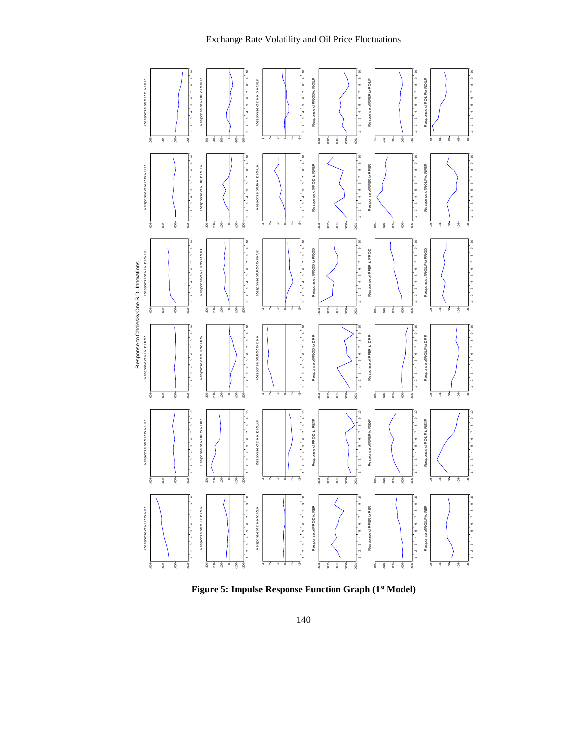**Figure 5: Impulse Response Function Graph (1st Model)**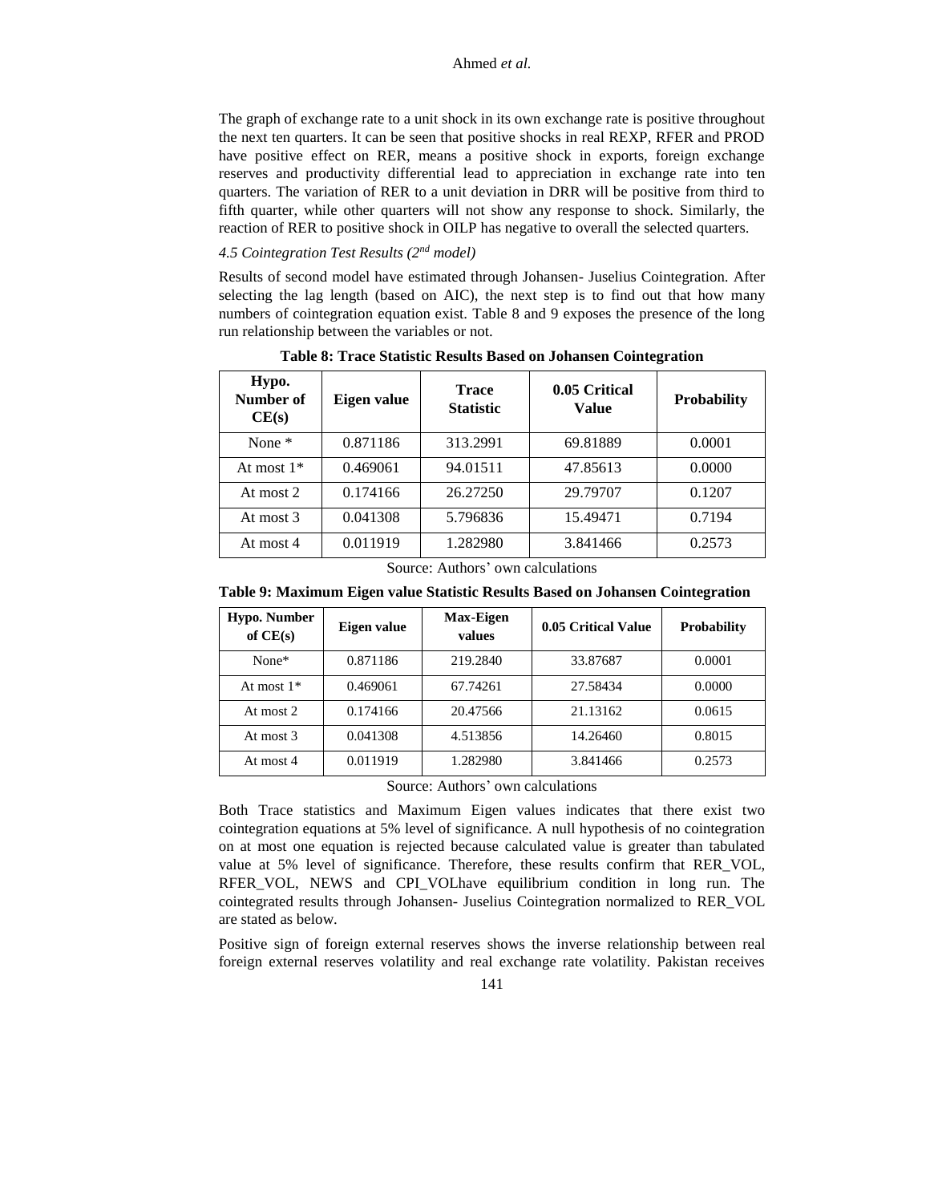The graph of exchange rate to a unit shock in its own exchange rate is positive throughout the next ten quarters. It can be seen that positive shocks in real REXP, RFER and PROD have positive effect on RER, means a positive shock in exports, foreign exchange reserves and productivity differential lead to appreciation in exchange rate into ten quarters. The variation of RER to a unit deviation in DRR will be positive from third to fifth quarter, while other quarters will not show any response to shock. Similarly, the reaction of RER to positive shock in OILP has negative to overall the selected quarters.

### *4.5 Cointegration Test Results (2nd model)*

Results of second model have estimated through Johansen- Juselius Cointegration. After selecting the lag length (based on AIC), the next step is to find out that how many numbers of cointegration equation exist. Table 8 and 9 exposes the presence of the long run relationship between the variables or not.

**Table 8: Trace Statistic Results Based on Johansen Cointegration**

| Hypo. Number of CE(s) | Eigen value | Trace Statistic | 0.05 Critical Value | Probability |
|---|---|---|---|---|
| None * | 0.871186 | 313.2991 | 69.81889 | 0.0001 |
| At most 1* | 0.469061 | 94.01511 | 47.85613 | 0.0000 |
| At most 2 | 0.174166 | 26.27250 | 29.79707 | 0.1207 |
| At most 3 | 0.041308 | 5.796836 | 15.49471 | 0.7194 |
| At most 4 | 0.011919 | 1.282980 | 3.841466 | 0.2573 |

Source: Authors' own calculations

**Table 9: Maximum Eigen value Statistic Results Based on Johansen Cointegration**

| Hypo. Number of CE(s) | Eigen value | Max-Eigen values | 0.05 Critical Value | Probability |
|---|---|---|---|---|
| None* | 0.871186 | 219.2840 | 33.87687 | 0.0001 |
| At most 1* | 0.469061 | 67.74261 | 27.58434 | 0.0000 |
| At most 2 | 0.174166 | 20.47566 | 21.13162 | 0.0615 |
| At most 3 | 0.041308 | 4.513856 | 14.26460 | 0.8015 |
| At most 4 | 0.011919 | 1.282980 | 3.841466 | 0.2573 |

Source: Authors' own calculations

Both Trace statistics and Maximum Eigen values indicates that there exist two cointegration equations at 5% level of significance. A null hypothesis of no cointegration on at most one equation is rejected because calculated value is greater than tabulated value at 5% level of significance. Therefore, these results confirm that RER_VOL, RFER_VOL, NEWS and CPI_VOLhave equilibrium condition in long run. The cointegrated results through Johansen- Juselius Cointegration normalized to RER_VOL are stated as below.

Positive sign of foreign external reserves shows the inverse relationship between real foreign external reserves volatility and real exchange rate volatility. Pakistan receives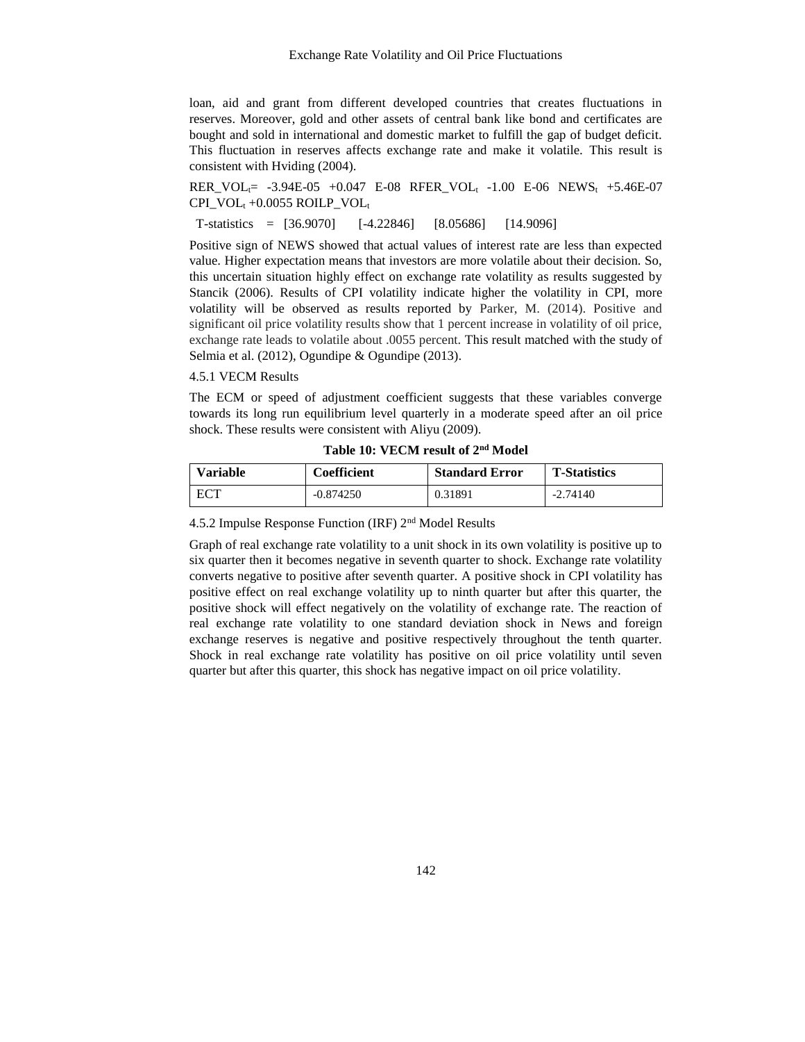loan, aid and grant from different developed countries that creates fluctuations in reserves. Moreover, gold and other assets of central bank like bond and certificates are bought and sold in international and domestic market to fulfill the gap of budget deficit. This fluctuation in reserves affects exchange rate and make it volatile. This result is consistent with Hviding (2004).

$RER\_VOL_t$= -3.94E-05 +0.047 E-08 $RFER\_VOL_t$ -1.00 E-06 $NEWS_t$ +5.46E-07 $CPI\_VOL_t$ +0.0055 $ROILP\_VOL_t$

T-statistics = [36.9070] [-4.22846] [8.05686] [14.9096]

Positive sign of NEWS showed that actual values of interest rate are less than expected value. Higher expectation means that investors are more volatile about their decision. So, this uncertain situation highly effect on exchange rate volatility as results suggested by Stancik (2006). Results of CPI volatility indicate higher the volatility in CPI, more volatility will be observed as results reported by Parker, M. (2014). Positive and significant oil price volatility results show that 1 percent increase in volatility of oil price, exchange rate leads to volatile about .0055 percent. This result matched with the study of Selmia et al. (2012), Ogundipe & Ogundipe (2013).

4.5.1 VECM Results

The ECM or speed of adjustment coefficient suggests that these variables converge towards its long run equilibrium level quarterly in a moderate speed after an oil price shock. These results were consistent with Aliyu (2009).

**Table 10: VECM result of 2nd Model**

| Variable | Coefficient | Standard Error | T-Statistics |
|---|---|---|---|
| ECT | -0.874250 | 0.31891 | -2.74140 |

4.5.2 Impulse Response Function (IRF) 2nd Model Results

Graph of real exchange rate volatility to a unit shock in its own volatility is positive up to six quarter then it becomes negative in seventh quarter to shock. Exchange rate volatility converts negative to positive after seventh quarter. A positive shock in CPI volatility has positive effect on real exchange volatility up to ninth quarter but after this quarter, the positive shock will effect negatively on the volatility of exchange rate. The reaction of real exchange rate volatility to one standard deviation shock in News and foreign exchange reserves is negative and positive respectively throughout the tenth quarter. Shock in real exchange rate volatility has positive on oil price volatility until seven quarter but after this quarter, this shock has negative impact on oil price volatility.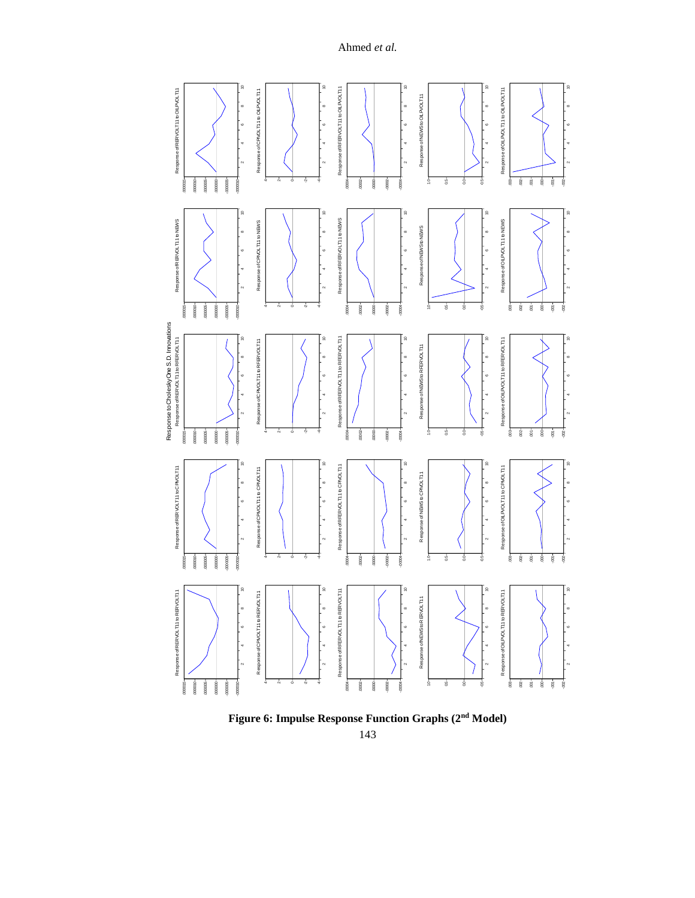**Figure 6: Impulse Response Function Graphs (2nd Model)**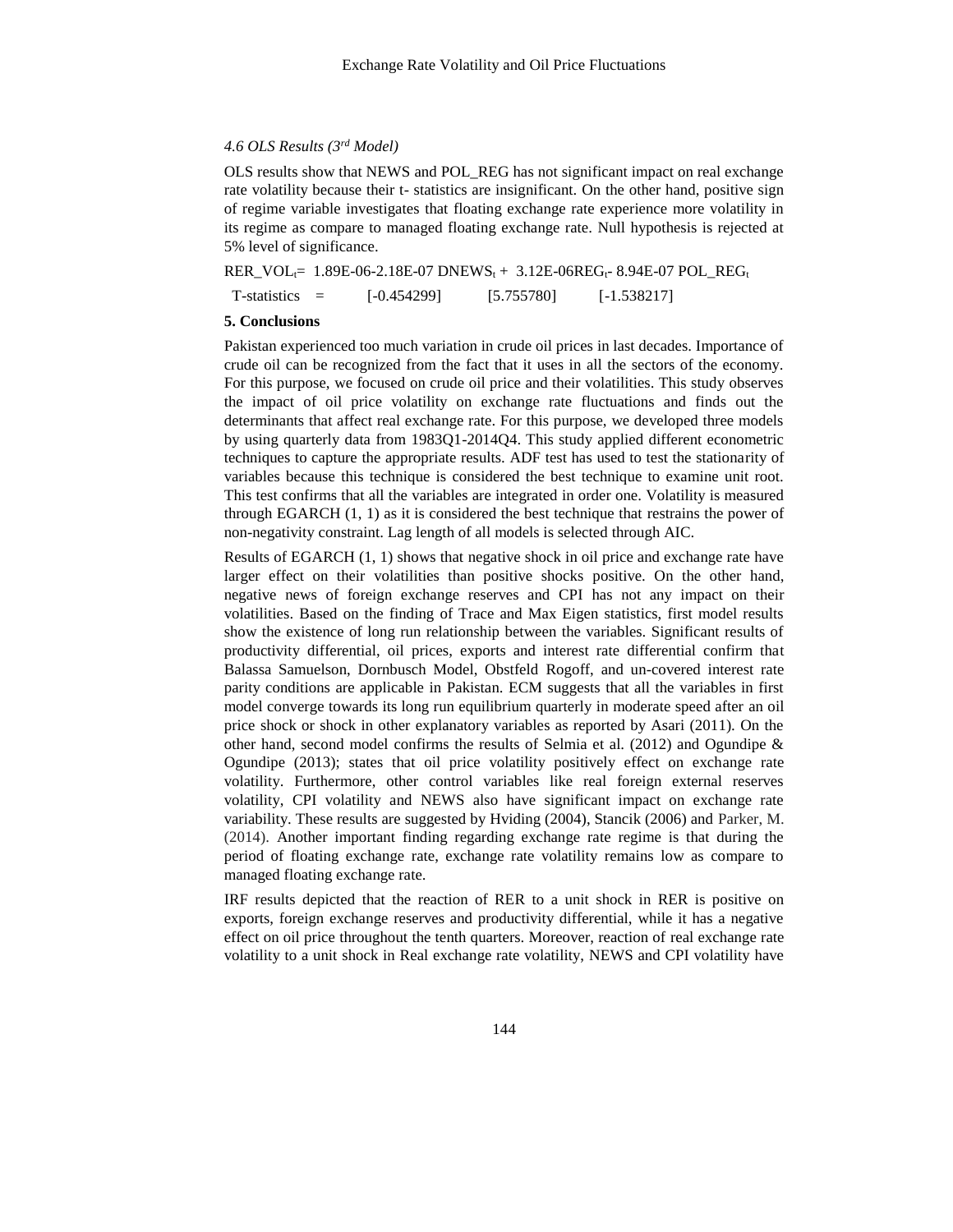### *4.6 OLS Results (3rd Model)*

OLS results show that NEWS and POL_REG has not significant impact on real exchange rate volatility because their t- statistics are insignificant. On the other hand, positive sign of regime variable investigates that floating exchange rate experience more volatility in its regime as compare to managed floating exchange rate. Null hypothesis is rejected at 5% level of significance.

$$RER\_VOL_t = 1.89E\text{-}06 - 2.18E\text{-}07\ DNEWS_t + 3.12E\text{-}06 REG_t - 8.94E\text{-}07\ POL\_REG_t$$

T-statistics = [-0.454299] [5.755780] [-1.538217]

## 5. Conclusions

Pakistan experienced too much variation in crude oil prices in last decades. Importance of crude oil can be recognized from the fact that it uses in all the sectors of the economy. For this purpose, we focused on crude oil price and their volatilities. This study observes the impact of oil price volatility on exchange rate fluctuations and finds out the determinants that affect real exchange rate. For this purpose, we developed three models by using quarterly data from 1983Q1-2014Q4. This study applied different econometric techniques to capture the appropriate results. ADF test has used to test the stationarity of variables because this technique is considered the best technique to examine unit root. This test confirms that all the variables are integrated in order one. Volatility is measured through EGARCH (1, 1) as it is considered the best technique that restrains the power of non-negativity constraint. Lag length of all models is selected through AIC.

Results of EGARCH (1, 1) shows that negative shock in oil price and exchange rate have larger effect on their volatilities than positive shocks positive. On the other hand, negative news of foreign exchange reserves and CPI has not any impact on their volatilities. Based on the finding of Trace and Max Eigen statistics, first model results show the existence of long run relationship between the variables. Significant results of productivity differential, oil prices, exports and interest rate differential confirm that Balassa Samuelson, Dornbusch Model, Obstfeld Rogoff, and un-covered interest rate parity conditions are applicable in Pakistan. ECM suggests that all the variables in first model converge towards its long run equilibrium quarterly in moderate speed after an oil price shock or shock in other explanatory variables as reported by Asari (2011). On the other hand, second model confirms the results of Selmia et al. (2012) and Ogundipe & Ogundipe (2013); states that oil price volatility positively effect on exchange rate volatility. Furthermore, other control variables like real foreign external reserves volatility, CPI volatility and NEWS also have significant impact on exchange rate variability. These results are suggested by Hviding (2004), Stancik (2006) and Parker, M. (2014). Another important finding regarding exchange rate regime is that during the period of floating exchange rate, exchange rate volatility remains low as compare to managed floating exchange rate.

IRF results depicted that the reaction of RER to a unit shock in RER is positive on exports, foreign exchange reserves and productivity differential, while it has a negative effect on oil price throughout the tenth quarters. Moreover, reaction of real exchange rate volatility to a unit shock in Real exchange rate volatility, NEWS and CPI volatility have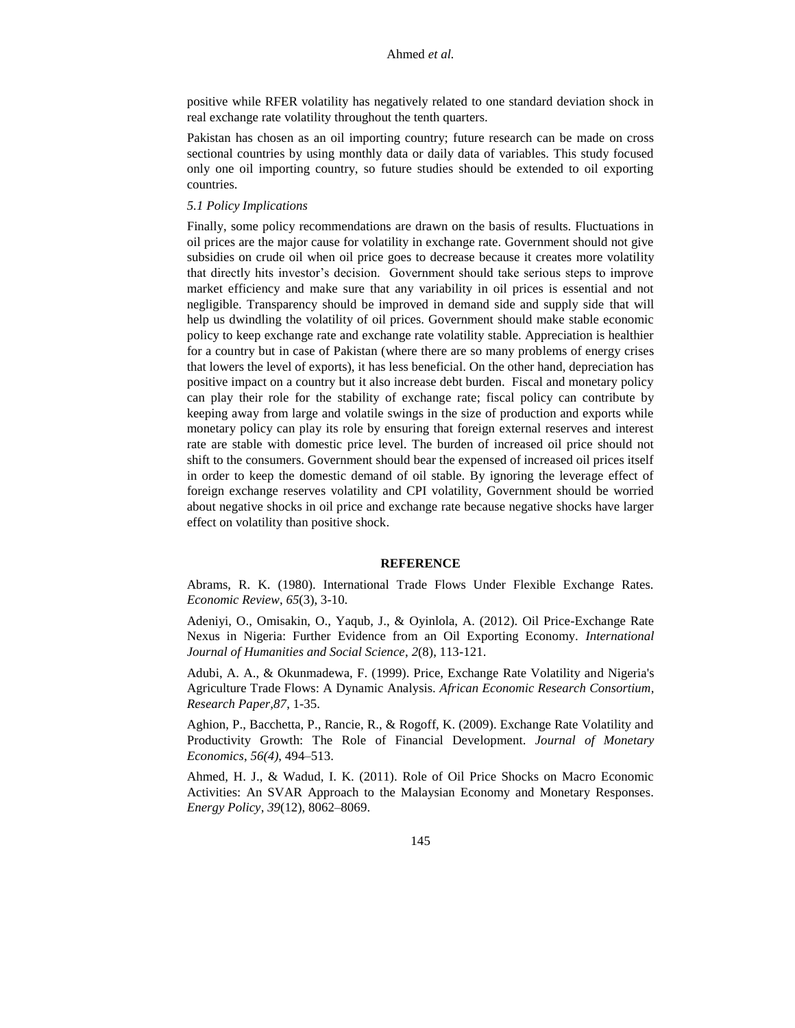positive while RFER volatility has negatively related to one standard deviation shock in real exchange rate volatility throughout the tenth quarters.

Pakistan has chosen as an oil importing country; future research can be made on cross sectional countries by using monthly data or daily data of variables. This study focused only one oil importing country, so future studies should be extended to oil exporting countries.

### *5.1 Policy Implications*

Finally, some policy recommendations are drawn on the basis of results. Fluctuations in oil prices are the major cause for volatility in exchange rate. Government should not give subsidies on crude oil when oil price goes to decrease because it creates more volatility that directly hits investor's decision. Government should take serious steps to improve market efficiency and make sure that any variability in oil prices is essential and not negligible. Transparency should be improved in demand side and supply side that will help us dwindling the volatility of oil prices. Government should make stable economic policy to keep exchange rate and exchange rate volatility stable. Appreciation is healthier for a country but in case of Pakistan (where there are so many problems of energy crises that lowers the level of exports), it has less beneficial. On the other hand, depreciation has positive impact on a country but it also increase debt burden. Fiscal and monetary policy can play their role for the stability of exchange rate; fiscal policy can contribute by keeping away from large and volatile swings in the size of production and exports while monetary policy can play its role by ensuring that foreign external reserves and interest rate are stable with domestic price level. The burden of increased oil price should not shift to the consumers. Government should bear the expensed of increased oil prices itself in order to keep the domestic demand of oil stable. By ignoring the leverage effect of foreign exchange reserves volatility and CPI volatility, Government should be worried about negative shocks in oil price and exchange rate because negative shocks have larger effect on volatility than positive shock.

## REFERENCE

Abrams, R. K. (1980). International Trade Flows Under Flexible Exchange Rates. *Economic Review*, *65*(3), 3-10.

Adeniyi, O., Omisakin, O., Yaqub, J., & Oyinlola, A. (2012). Oil Price-Exchange Rate Nexus in Nigeria: Further Evidence from an Oil Exporting Economy. *International Journal of Humanities and Social Science*, *2*(8), 113-121.

Adubi, A. A., & Okunmadewa, F. (1999). Price, Exchange Rate Volatility and Nigeria's Agriculture Trade Flows: A Dynamic Analysis. *African Economic Research Consortium, Research Paper,87*, 1-35.

Aghion, P., Bacchetta, P., Rancie, R., & Rogoff, K. (2009). Exchange Rate Volatility and Productivity Growth: The Role of Financial Development. *Journal of Monetary Economics*, *56(4)*, 494–513.

Ahmed, H. J., & Wadud, I. K. (2011). Role of Oil Price Shocks on Macro Economic Activities: An SVAR Approach to the Malaysian Economy and Monetary Responses. *Energy Policy*, *39*(12), 8062–8069.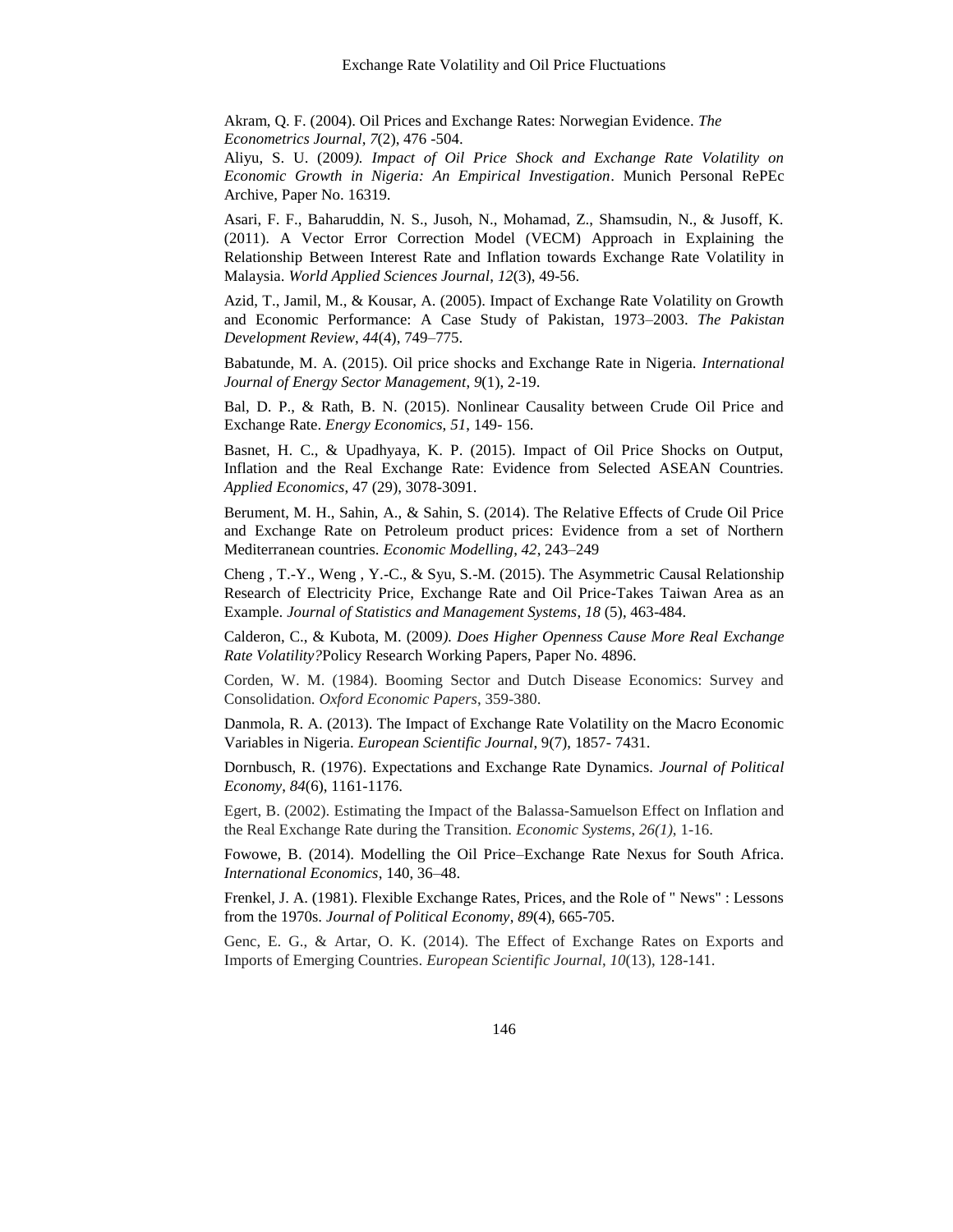Akram, Q. F. (2004). Oil Prices and Exchange Rates: Norwegian Evidence. *The Econometrics Journal*, *7*(2), 476 -504.

Aliyu, S. U. (2009*). Impact of Oil Price Shock and Exchange Rate Volatility on Economic Growth in Nigeria: An Empirical Investigation*. Munich Personal RePEc Archive, Paper No. 16319.

Asari, F. F., Baharuddin, N. S., Jusoh, N., Mohamad, Z., Shamsudin, N., & Jusoff, K. (2011). A Vector Error Correction Model (VECM) Approach in Explaining the Relationship Between Interest Rate and Inflation towards Exchange Rate Volatility in Malaysia. *World Applied Sciences Journal*, *12*(3), 49-56.

Azid, T., Jamil, M., & Kousar, A. (2005). Impact of Exchange Rate Volatility on Growth and Economic Performance: A Case Study of Pakistan, 1973–2003. *The Pakistan Development Review*, *44*(4), 749–775.

Babatunde, M. A. (2015). Oil price shocks and Exchange Rate in Nigeria. *International Journal of Energy Sector Management*, *9*(1), 2-19.

Bal, D. P., & Rath, B. N. (2015). Nonlinear Causality between Crude Oil Price and Exchange Rate. *Energy Economics*, *51*, 149- 156.

Basnet, H. C., & Upadhyaya, K. P. (2015). Impact of Oil Price Shocks on Output, Inflation and the Real Exchange Rate: Evidence from Selected ASEAN Countries. *Applied Economics*, 47 (29), 3078-3091.

Berument, M. H., Sahin, A., & Sahin, S. (2014). The Relative Effects of Crude Oil Price and Exchange Rate on Petroleum product prices: Evidence from a set of Northern Mediterranean countries. *Economic Modelling*, *42*, 243–249

Cheng , T.-Y., Weng , Y.-C., & Syu, S.-M. (2015). The Asymmetric Causal Relationship Research of Electricity Price, Exchange Rate and Oil Price-Takes Taiwan Area as an Example. *Journal of Statistics and Management Systems*, *18* (5), 463-484.

Calderon, C., & Kubota, M. (2009*). Does Higher Openness Cause More Real Exchange Rate Volatility?*Policy Research Working Papers, Paper No. 4896.

Corden, W. M. (1984). Booming Sector and Dutch Disease Economics: Survey and Consolidation. *Oxford Economic Papers*, 359-380.

Danmola, R. A. (2013). The Impact of Exchange Rate Volatility on the Macro Economic Variables in Nigeria. *European Scientific Journal*, 9(7), 1857- 7431.

Dornbusch, R. (1976). Expectations and Exchange Rate Dynamics. *Journal of Political Economy*, *84*(6), 1161-1176.

Egert, B. (2002). Estimating the Impact of the Balassa-Samuelson Effect on Inflation and the Real Exchange Rate during the Transition. *Economic Systems*, *26(1)*, 1-16.

Fowowe, B. (2014). Modelling the Oil Price–Exchange Rate Nexus for South Africa. *International Economics*, 140, 36–48.

Frenkel, J. A. (1981). Flexible Exchange Rates, Prices, and the Role of " News" : Lessons from the 1970s. *Journal of Political Economy*, *89*(4), 665-705.

Genc, E. G., & Artar, O. K. (2014). The Effect of Exchange Rates on Exports and Imports of Emerging Countries. *European Scientific Journal*, *10*(13), 128-141.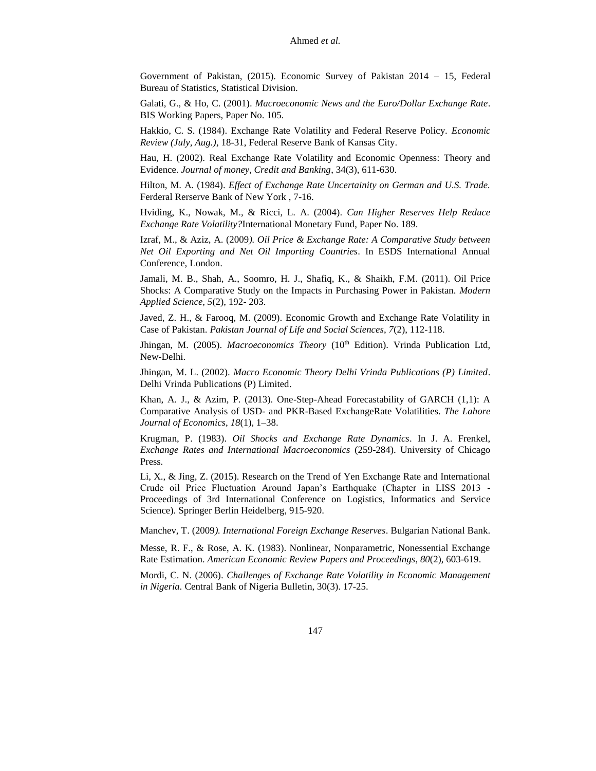Government of Pakistan, (2015). Economic Survey of Pakistan 2014 – 15, Federal Bureau of Statistics, Statistical Division.

Galati, G., & Ho, C. (2001). *Macroeconomic News and the Euro/Dollar Exchange Rate*. BIS Working Papers, Paper No. 105.

Hakkio, C. S. (1984). Exchange Rate Volatility and Federal Reserve Policy. *Economic Review (July, Aug.)*, 18-31, Federal Reserve Bank of Kansas City.

Hau, H. (2002). Real Exchange Rate Volatility and Economic Openness: Theory and Evidence. *Journal of money, Credit and Banking*, 34(3), 611-630.

Hilton, M. A. (1984). *Effect of Exchange Rate Uncertainity on German and U.S. Trade.* Ferderal Rerserve Bank of New York , 7-16.

Hviding, K., Nowak, M., & Ricci, L. A. (2004). *Can Higher Reserves Help Reduce Exchange Rate Volatility?*International Monetary Fund, Paper No. 189.

Izraf, M., & Aziz, A. (2009*). Oil Price & Exchange Rate: A Comparative Study between Net Oil Exporting and Net Oil Importing Countries*. In ESDS International Annual Conference, London.

Jamali, M. B., Shah, A., Soomro, H. J., Shafiq, K., & Shaikh, F.M. (2011). Oil Price Shocks: A Comparative Study on the Impacts in Purchasing Power in Pakistan. *Modern Applied Science*, *5*(2), 192- 203.

Javed, Z. H., & Farooq, M. (2009). Economic Growth and Exchange Rate Volatility in Case of Pakistan. *Pakistan Journal of Life and Social Sciences*, *7*(2), 112-118.

Jhingan, M. (2005). *Macroeconomics Theory* (10th Edition). Vrinda Publication Ltd, New-Delhi.

Jhingan, M. L. (2002). *Macro Economic Theory Delhi Vrinda Publications (P) Limited*. Delhi Vrinda Publications (P) Limited.

Khan, A. J., & Azim, P. (2013). One-Step-Ahead Forecastability of GARCH (1,1): A Comparative Analysis of USD- and PKR-Based ExchangeRate Volatilities. *The Lahore Journal of Economics*, *18*(1), 1–38.

Krugman, P. (1983). *Oil Shocks and Exchange Rate Dynamics*. In J. A. Frenkel, *Exchange Rates and International Macroeconomics* (259-284). University of Chicago Press.

Li, X., & Jing, Z. (2015). Research on the Trend of Yen Exchange Rate and International Crude oil Price Fluctuation Around Japan's Earthquake (Chapter in LISS 2013 - Proceedings of 3rd International Conference on Logistics, Informatics and Service Science). Springer Berlin Heidelberg, 915-920.

Manchev, T. (2009*). International Foreign Exchange Reserves*. Bulgarian National Bank.

Messe, R. F., & Rose, A. K. (1983). Nonlinear, Nonparametric, Nonessential Exchange Rate Estimation. *American Economic Review Papers and Proceedings*, *80*(2), 603-619.

Mordi, C. N. (2006). *Challenges of Exchange Rate Volatility in Economic Management in Nigeria.* Central Bank of Nigeria Bulletin, 30(3). 17-25.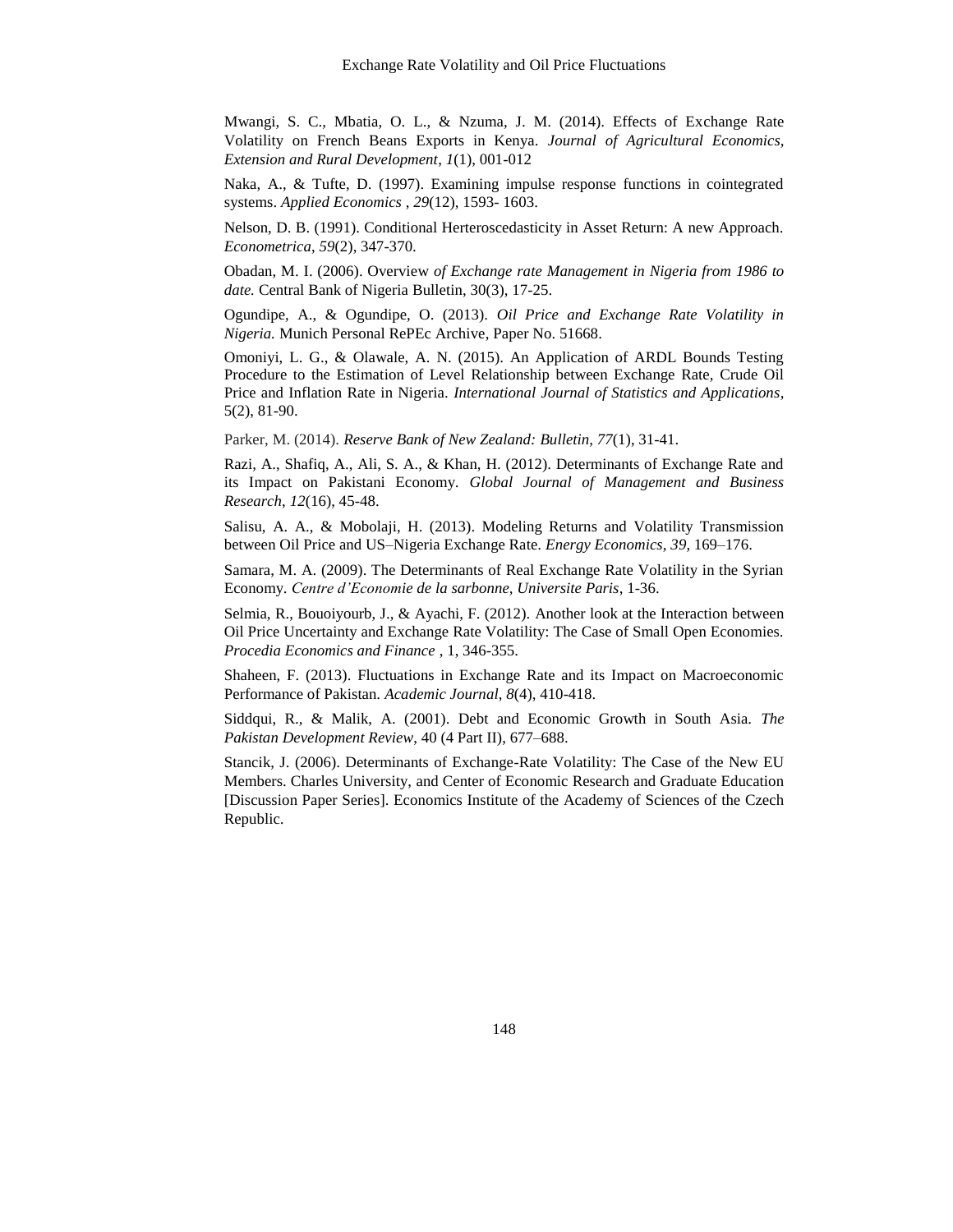Mwangi, S. C., Mbatia, O. L., & Nzuma, J. M. (2014). Effects of Exchange Rate Volatility on French Beans Exports in Kenya. *Journal of Agricultural Economics, Extension and Rural Development*, *1*(1), 001-012

Naka, A., & Tufte, D. (1997). Examining impulse response functions in cointegrated systems. *Applied Economics* , *29*(12), 1593- 1603.

Nelson, D. B. (1991). Conditional Herteroscedasticity in Asset Return: A new Approach. *Econometrica*, *59*(2), 347-370.

Obadan, M. I. (2006). Overview *of Exchange rate Management in Nigeria from 1986 to date.* Central Bank of Nigeria Bulletin, 30(3), 17-25.

Ogundipe, A., & Ogundipe, O. (2013). *Oil Price and Exchange Rate Volatility in Nigeria.* Munich Personal RePEc Archive, Paper No. 51668.

Omoniyi, L. G., & Olawale, A. N. (2015). An Application of ARDL Bounds Testing Procedure to the Estimation of Level Relationship between Exchange Rate, Crude Oil Price and Inflation Rate in Nigeria. *International Journal of Statistics and Applications*, 5(2), 81-90.

Parker, M. (2014). *Reserve Bank of New Zealand: Bulletin*, *77*(1), 31-41.

Razi, A., Shafiq, A., Ali, S. A., & Khan, H. (2012). Determinants of Exchange Rate and its Impact on Pakistani Economy. *Global Journal of Management and Business Research*, *12*(16), 45-48.

Salisu, A. A., & Mobolaji, H. (2013). Modeling Returns and Volatility Transmission between Oil Price and US–Nigeria Exchange Rate. *Energy Economics*, *39*, 169–176.

Samara, M. A. (2009). The Determinants of Real Exchange Rate Volatility in the Syrian Economy. *Centre d'Economie de la sarbonne, Universite Paris*, 1-36.

Selmia, R., Bouoiyourb, J., & Ayachi, F. (2012). Another look at the Interaction between Oil Price Uncertainty and Exchange Rate Volatility: The Case of Small Open Economies. *Procedia Economics and Finance* , 1, 346-355.

Shaheen, F. (2013). Fluctuations in Exchange Rate and its Impact on Macroeconomic Performance of Pakistan. *Academic Journal*, *8*(4), 410-418.

Siddqui, R., & Malik, A. (2001). Debt and Economic Growth in South Asia. *The Pakistan Development Review*, 40 (4 Part II), 677–688.

Stancik, J. (2006). Determinants of Exchange-Rate Volatility: The Case of the New EU Members. Charles University, and Center of Economic Research and Graduate Education [Discussion Paper Series]. Economics Institute of the Academy of Sciences of the Czech Republic.